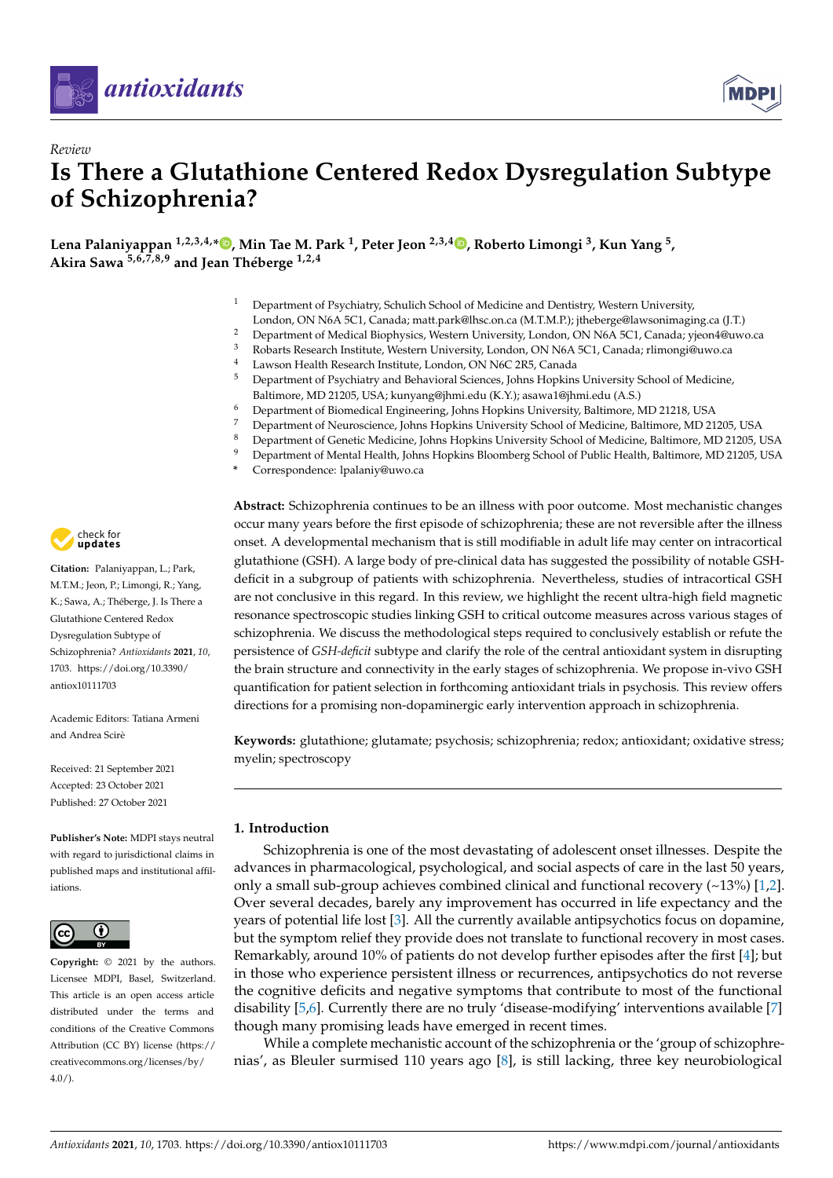Review

# Is There a Glutathione Centered Redox Dysregulation Subtype of Schizophrenia?

**Lena Palaniyappan [1,2,3,4,*], Min Tae M. Park [1], Peter Jeon [2,3,4], Roberto Limongi [3], Kun Yang [5], Akira Sawa [5,6,7,8,9] and Jean Théberge [1,2,4]**

1. Department of Psychiatry, Schulich School of Medicine and Dentistry, Western University, London, ON N6A 5C1, Canada; matt.park@lhsc.on.ca (M.T.M.P.); jtheberge@lawsonimaging.ca (J.T.)
2. Department of Medical Biophysics, Western University, London, ON N6A 5C1, Canada; yjeon4@uwo.ca
3. Robarts Research Institute, Western University, London, ON N6A 5C1, Canada; rlimongi@uwo.ca
4. Lawson Health Research Institute, London, ON N6C 2R5, Canada
5. Department of Psychiatry and Behavioral Sciences, Johns Hopkins University School of Medicine, Baltimore, MD 21205, USA; kunyang@jhmi.edu (K.Y.); asawa1@jhmi.edu (A.S.)
6. Department of Biomedical Engineering, Johns Hopkins University, Baltimore, MD 21218, USA
7. Department of Neuroscience, Johns Hopkins University School of Medicine, Baltimore, MD 21205, USA
8. Department of Genetic Medicine, Johns Hopkins University School of Medicine, Baltimore, MD 21205, USA
9. Department of Mental Health, Johns Hopkins Bloomberg School of Public Health, Baltimore, MD 21205, USA

\* Correspondence: lpalaniy@uwo.ca

**Abstract:** Schizophrenia continues to be an illness with poor outcome. Most mechanistic changes occur many years before the first episode of schizophrenia; these are not reversible after the illness onset. A developmental mechanism that is still modifiable in adult life may center on intracortical glutathione (GSH). A large body of pre-clinical data has suggested the possibility of notable GSH-deficit in a subgroup of patients with schizophrenia. Nevertheless, studies of intracortical GSH are not conclusive in this regard. In this review, we highlight the recent ultra-high field magnetic resonance spectroscopic studies linking GSH to critical outcome measures across various stages of schizophrenia. We discuss the methodological steps required to conclusively establish or refute the persistence of *GSH-deficit* subtype and clarify the role of the central antioxidant system in disrupting the brain structure and connectivity in the early stages of schizophrenia. We propose in-vivo GSH quantification for patient selection in forthcoming antioxidant trials in psychosis. This review offers directions for a promising non-dopaminergic early intervention approach in schizophrenia.

**Keywords:** glutathione; glutamate; psychosis; schizophrenia; redox; antioxidant; oxidative stress; myelin; spectroscopy

**Citation:** Palaniyappan, L.; Park, M.T.M.; Jeon, P.; Limongi, R.; Yang, K.; Sawa, A.; Théberge, J. Is There a Glutathione Centered Redox Dysregulation Subtype of Schizophrenia? *Antioxidants* **2021**, *10*, 1703. https://doi.org/10.3390/antiox10111703

Academic Editors: Tatiana Armeni and Andrea Scirè

Received: 21 September 2021
Accepted: 23 October 2021
Published: 27 October 2021

**Publisher's Note:** MDPI stays neutral with regard to jurisdictional claims in published maps and institutional affiliations.

**Copyright:** © 2021 by the authors. Licensee MDPI, Basel, Switzerland. This article is an open access article distributed under the terms and conditions of the Creative Commons Attribution (CC BY) license (https://creativecommons.org/licenses/by/4.0/).

## 1. Introduction

Schizophrenia is one of the most devastating of adolescent onset illnesses. Despite the advances in pharmacological, psychological, and social aspects of care in the last 50 years, only a small sub-group achieves combined clinical and functional recovery (~13%) [1,2]. Over several decades, barely any improvement has occurred in life expectancy and the years of potential life lost [3]. All the currently available antipsychotics focus on dopamine, but the symptom relief they provide does not translate to functional recovery in most cases. Remarkably, around 10% of patients do not develop further episodes after the first [4]; but in those who experience persistent illness or recurrences, antipsychotics do not reverse the cognitive deficits and negative symptoms that contribute to most of the functional disability [5,6]. Currently there are no truly 'disease-modifying' interventions available [7] though many promising leads have emerged in recent times.

While a complete mechanistic account of the schizophrenia or the 'group of schizophrenias', as Bleuler surmised 110 years ago [8], is still lacking, three key neurobiological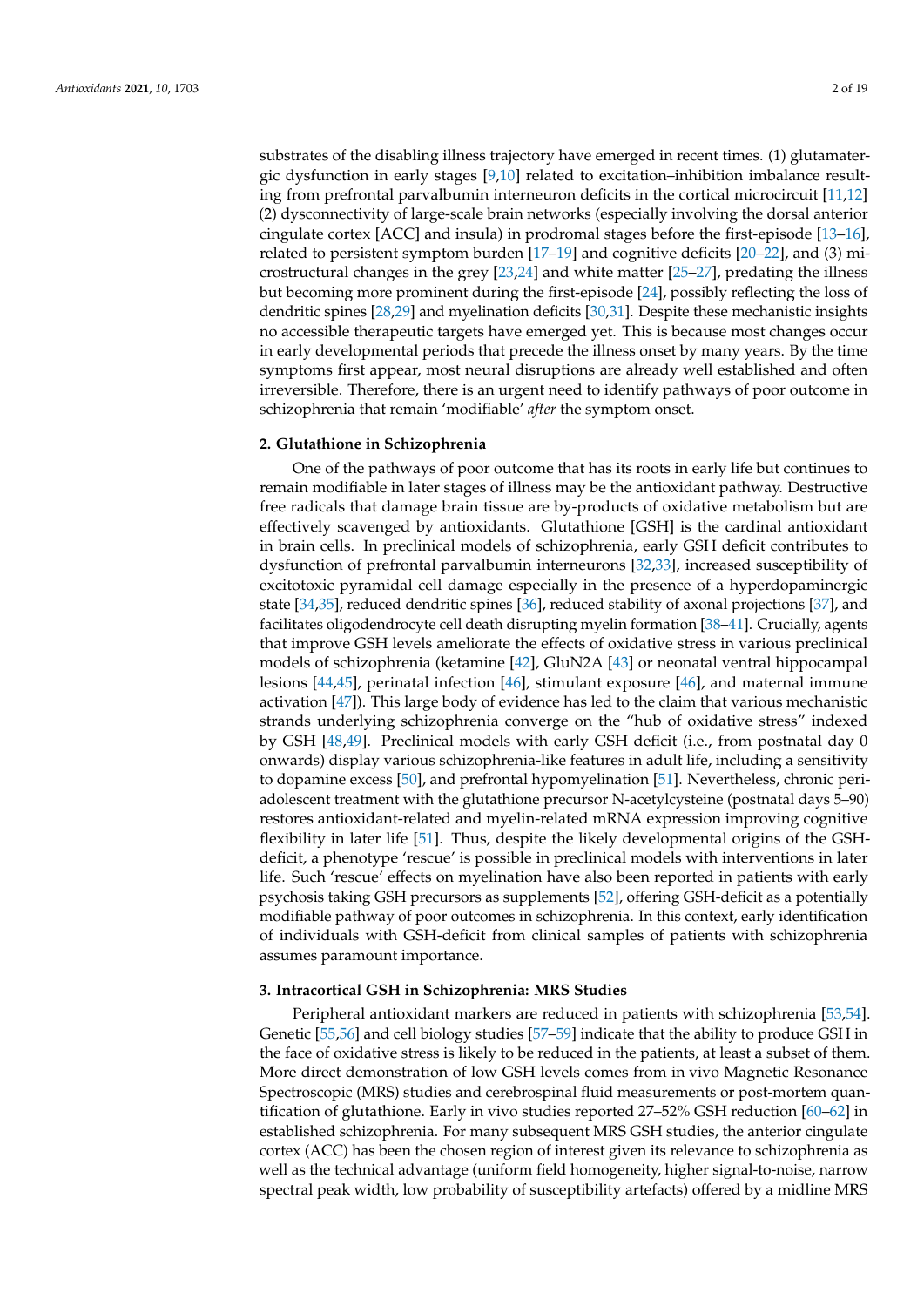substrates of the disabling illness trajectory have emerged in recent times. (1) glutamatergic dysfunction in early stages [9,10] related to excitation–inhibition imbalance resulting from prefrontal parvalbumin interneuron deficits in the cortical microcircuit [11,12] (2) dysconnectivity of large-scale brain networks (especially involving the dorsal anterior cingulate cortex [ACC] and insula) in prodromal stages before the first-episode [13–16], related to persistent symptom burden [17–19] and cognitive deficits [20–22], and (3) microstructural changes in the grey [23,24] and white matter [25–27], predating the illness but becoming more prominent during the first-episode [24], possibly reflecting the loss of dendritic spines [28,29] and myelination deficits [30,31]. Despite these mechanistic insights no accessible therapeutic targets have emerged yet. This is because most changes occur in early developmental periods that precede the illness onset by many years. By the time symptoms first appear, most neural disruptions are already well established and often irreversible. Therefore, there is an urgent need to identify pathways of poor outcome in schizophrenia that remain 'modifiable' *after* the symptom onset.

## 2. Glutathione in Schizophrenia

One of the pathways of poor outcome that has its roots in early life but continues to remain modifiable in later stages of illness may be the antioxidant pathway. Destructive free radicals that damage brain tissue are by-products of oxidative metabolism but are effectively scavenged by antioxidants. Glutathione [GSH] is the cardinal antioxidant in brain cells. In preclinical models of schizophrenia, early GSH deficit contributes to dysfunction of prefrontal parvalbumin interneurons [32,33], increased susceptibility of excitotoxic pyramidal cell damage especially in the presence of a hyperdopaminergic state [34,35], reduced dendritic spines [36], reduced stability of axonal projections [37], and facilitates oligodendrocyte cell death disrupting myelin formation [38–41]. Crucially, agents that improve GSH levels ameliorate the effects of oxidative stress in various preclinical models of schizophrenia (ketamine [42], GluN2A [43] or neonatal ventral hippocampal lesions [44,45], perinatal infection [46], stimulant exposure [46], and maternal immune activation [47]). This large body of evidence has led to the claim that various mechanistic strands underlying schizophrenia converge on the "hub of oxidative stress" indexed by GSH [48,49]. Preclinical models with early GSH deficit (i.e., from postnatal day 0 onwards) display various schizophrenia-like features in adult life, including a sensitivity to dopamine excess [50], and prefrontal hypomyelination [51]. Nevertheless, chronic peri-adolescent treatment with the glutathione precursor N-acetylcysteine (postnatal days 5–90) restores antioxidant-related and myelin-related mRNA expression improving cognitive flexibility in later life [51]. Thus, despite the likely developmental origins of the GSH-deficit, a phenotype 'rescue' is possible in preclinical models with interventions in later life. Such 'rescue' effects on myelination have also been reported in patients with early psychosis taking GSH precursors as supplements [52], offering GSH-deficit as a potentially modifiable pathway of poor outcomes in schizophrenia. In this context, early identification of individuals with GSH-deficit from clinical samples of patients with schizophrenia assumes paramount importance.

## 3. Intracortical GSH in Schizophrenia: MRS Studies

Peripheral antioxidant markers are reduced in patients with schizophrenia [53,54]. Genetic [55,56] and cell biology studies [57–59] indicate that the ability to produce GSH in the face of oxidative stress is likely to be reduced in the patients, at least a subset of them. More direct demonstration of low GSH levels comes from in vivo Magnetic Resonance Spectroscopic (MRS) studies and cerebrospinal fluid measurements or post-mortem quantification of glutathione. Early in vivo studies reported 27–52% GSH reduction [60–62] in established schizophrenia. For many subsequent MRS GSH studies, the anterior cingulate cortex (ACC) has been the chosen region of interest given its relevance to schizophrenia as well as the technical advantage (uniform field homogeneity, higher signal-to-noise, narrow spectral peak width, low probability of susceptibility artefacts) offered by a midline MRS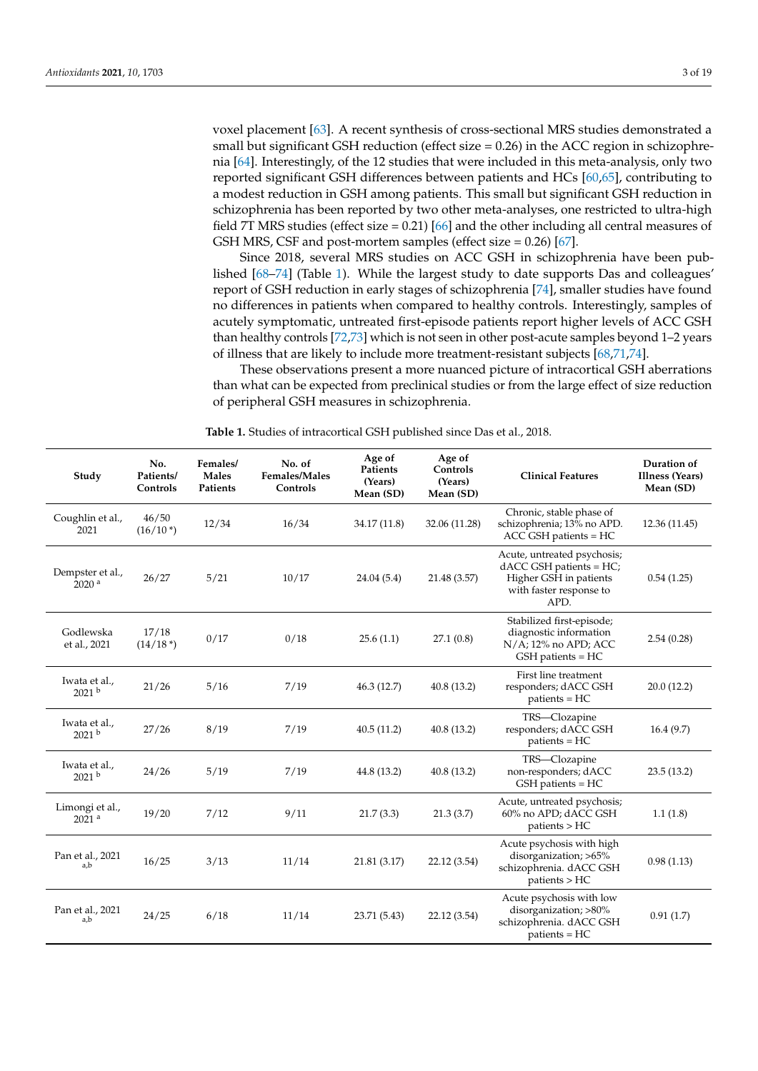voxel placement [63]. A recent synthesis of cross-sectional MRS studies demonstrated a small but significant GSH reduction (effect size = 0.26) in the ACC region in schizophrenia [64]. Interestingly, of the 12 studies that were included in this meta-analysis, only two reported significant GSH differences between patients and HCs [60,65], contributing to a modest reduction in GSH among patients. This small but significant GSH reduction in schizophrenia has been reported by two other meta-analyses, one restricted to ultra-high field 7T MRS studies (effect size = 0.21) [66] and the other including all central measures of GSH MRS, CSF and post-mortem samples (effect size = 0.26) [67].

Since 2018, several MRS studies on ACC GSH in schizophrenia have been published [68–74] (Table 1). While the largest study to date supports Das and colleagues' report of GSH reduction in early stages of schizophrenia [74], smaller studies have found no differences in patients when compared to healthy controls. Interestingly, samples of acutely symptomatic, untreated first-episode patients report higher levels of ACC GSH than healthy controls [72,73] which is not seen in other post-acute samples beyond 1–2 years of illness that are likely to include more treatment-resistant subjects [68,71,74].

These observations present a more nuanced picture of intracortical GSH aberrations than what can be expected from preclinical studies or from the large effect of size reduction of peripheral GSH measures in schizophrenia.

**Table 1.** Studies of intracortical GSH published since Das et al., 2018.

| Study | No. Patients/ Controls | Females/ Males Patients | No. of Females/Males Controls | Age of Patients (Years) Mean (SD) | Age of Controls (Years) Mean (SD) | Clinical Features | Duration of Illness (Years) Mean (SD) |
|---|---|---|---|---|---|---|---|
| Coughlin et al., 2021 | 46/50 (16/10 *) | 12/34 | 16/34 | 34.17 (11.8) | 32.06 (11.28) | Chronic, stable phase of schizophrenia; 13% no APD. ACC GSH patients = HC | 12.36 (11.45) |
| Dempster et al., 2020 [a] | 26/27 | 5/21 | 10/17 | 24.04 (5.4) | 21.48 (3.57) | Acute, untreated psychosis; dACC GSH patients = HC; Higher GSH in patients with faster response to APD. | 0.54 (1.25) |
| Godlewska et al., 2021 | 17/18 (14/18 *) | 0/17 | 0/18 | 25.6 (1.1) | 27.1 (0.8) | Stabilized first-episode; diagnostic information N/A; 12% no APD; ACC GSH patients = HC | 2.54 (0.28) |
| Iwata et al., 2021 [b] | 21/26 | 5/16 | 7/19 | 46.3 (12.7) | 40.8 (13.2) | First line treatment responders; dACC GSH patients = HC | 20.0 (12.2) |
| Iwata et al., 2021 [b] | 27/26 | 8/19 | 7/19 | 40.5 (11.2) | 40.8 (13.2) | TRS—Clozapine responders; dACC GSH patients = HC | 16.4 (9.7) |
| Iwata et al., 2021 [b] | 24/26 | 5/19 | 7/19 | 44.8 (13.2) | 40.8 (13.2) | TRS—Clozapine non-responders; dACC GSH patients = HC | 23.5 (13.2) |
| Limongi et al., 2021 [a] | 19/20 | 7/12 | 9/11 | 21.7 (3.3) | 21.3 (3.7) | Acute, untreated psychosis; 60% no APD; dACC GSH patients > HC | 1.1 (1.8) |
| Pan et al., 2021 [a,b] | 16/25 | 3/13 | 11/14 | 21.81 (3.17) | 22.12 (3.54) | Acute psychosis with high disorganization; >65% schizophrenia. dACC GSH patients > HC | 0.98 (1.13) |
| Pan et al., 2021 [a,b] | 24/25 | 6/18 | 11/14 | 23.71 (5.43) | 22.12 (3.54) | Acute psychosis with low disorganization; >80% schizophrenia. dACC GSH patients = HC | 0.91 (1.7) |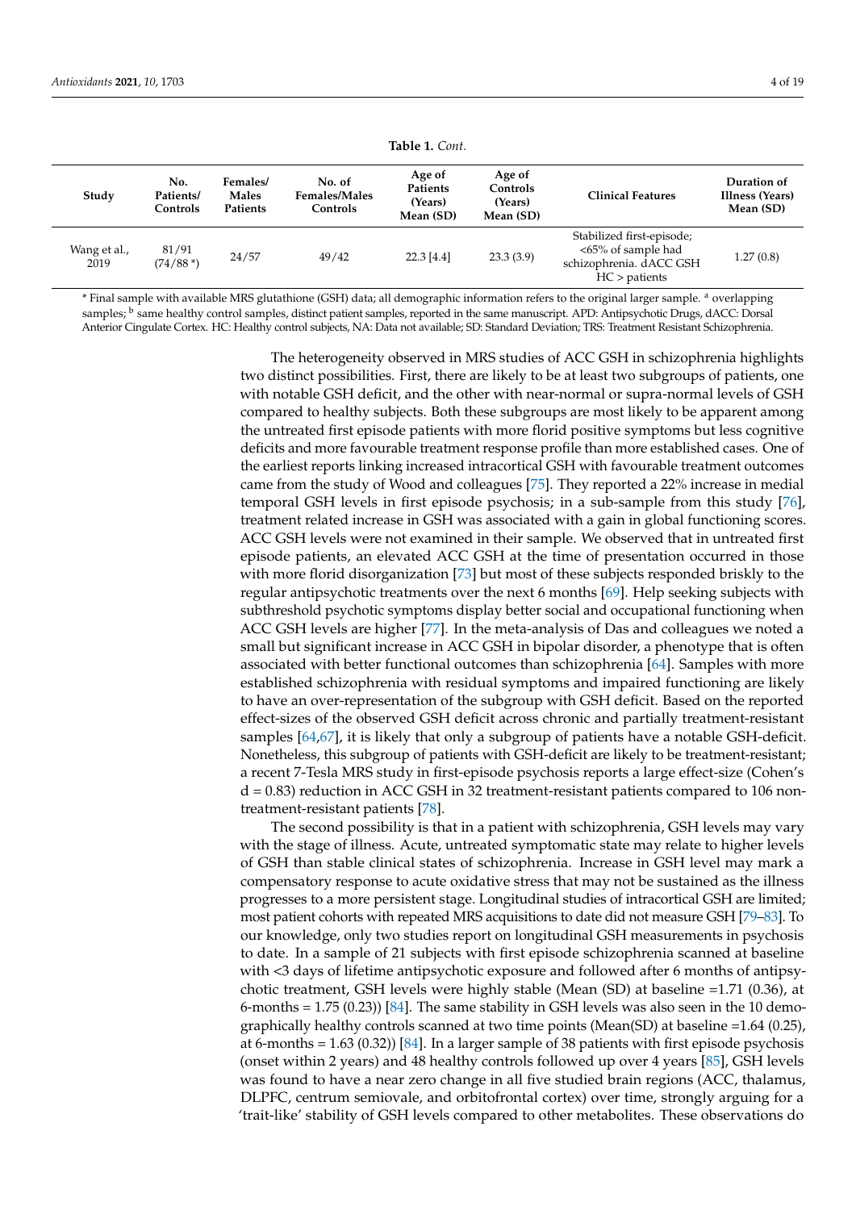**Table 1.** *Cont.*

| Study | No. Patients/ Controls | Females/ Males Patients | No. of Females/Males Controls | Age of Patients (Years) Mean (SD) | Age of Controls (Years) Mean (SD) | Clinical Features | Duration of Illness (Years) Mean (SD) |
|---|---|---|---|---|---|---|---|
| Wang et al., 2019 | 81/91 (74/88 *) | 24/57 | 49/42 | 22.3 [4.4] | 23.3 (3.9) | Stabilized first-episode; <65% of sample had schizophrenia. dACC GSH HC > patients | 1.27 (0.8) |

* Final sample with available MRS glutathione (GSH) data; all demographic information refers to the original larger sample. [a] overlapping samples; [b] same healthy control samples, distinct patient samples, reported in the same manuscript. APD: Antipsychotic Drugs, dACC: Dorsal Anterior Cingulate Cortex. HC: Healthy control subjects, NA: Data not available; SD: Standard Deviation; TRS: Treatment Resistant Schizophrenia.

The heterogeneity observed in MRS studies of ACC GSH in schizophrenia highlights two distinct possibilities. First, there are likely to be at least two subgroups of patients, one with notable GSH deficit, and the other with near-normal or supra-normal levels of GSH compared to healthy subjects. Both these subgroups are most likely to be apparent among the untreated first episode patients with more florid positive symptoms but less cognitive deficits and more favourable treatment response profile than more established cases. One of the earliest reports linking increased intracortical GSH with favourable treatment outcomes came from the study of Wood and colleagues [75]. They reported a 22% increase in medial temporal GSH levels in first episode psychosis; in a sub-sample from this study [76], treatment related increase in GSH was associated with a gain in global functioning scores. ACC GSH levels were not examined in their sample. We observed that in untreated first episode patients, an elevated ACC GSH at the time of presentation occurred in those with more florid disorganization [73] but most of these subjects responded briskly to the regular antipsychotic treatments over the next 6 months [69]. Help seeking subjects with subthreshold psychotic symptoms display better social and occupational functioning when ACC GSH levels are higher [77]. In the meta-analysis of Das and colleagues we noted a small but significant increase in ACC GSH in bipolar disorder, a phenotype that is often associated with better functional outcomes than schizophrenia [64]. Samples with more established schizophrenia with residual symptoms and impaired functioning are likely to have an over-representation of the subgroup with GSH deficit. Based on the reported effect-sizes of the observed GSH deficit across chronic and partially treatment-resistant samples [64,67], it is likely that only a subgroup of patients have a notable GSH-deficit. Nonetheless, this subgroup of patients with GSH-deficit are likely to be treatment-resistant; a recent 7-Tesla MRS study in first-episode psychosis reports a large effect-size (Cohen's d = 0.83) reduction in ACC GSH in 32 treatment-resistant patients compared to 106 non-treatment-resistant patients [78].

The second possibility is that in a patient with schizophrenia, GSH levels may vary with the stage of illness. Acute, untreated symptomatic state may relate to higher levels of GSH than stable clinical states of schizophrenia. Increase in GSH level may mark a compensatory response to acute oxidative stress that may not be sustained as the illness progresses to a more persistent stage. Longitudinal studies of intracortical GSH are limited; most patient cohorts with repeated MRS acquisitions to date did not measure GSH [79–83]. To our knowledge, only two studies report on longitudinal GSH measurements in psychosis to date. In a sample of 21 subjects with first episode schizophrenia scanned at baseline with <3 days of lifetime antipsychotic exposure and followed after 6 months of antipsychotic treatment, GSH levels were highly stable (Mean (SD) at baseline =1.71 (0.36), at 6-months = 1.75 (0.23)) [84]. The same stability in GSH levels was also seen in the 10 demographically healthy controls scanned at two time points (Mean(SD) at baseline =1.64 (0.25), at 6-months = 1.63 (0.32)) [84]. In a larger sample of 38 patients with first episode psychosis (onset within 2 years) and 48 healthy controls followed up over 4 years [85], GSH levels was found to have a near zero change in all five studied brain regions (ACC, thalamus, DLPFC, centrum semiovale, and orbitofrontal cortex) over time, strongly arguing for a 'trait-like' stability of GSH levels compared to other metabolites. These observations do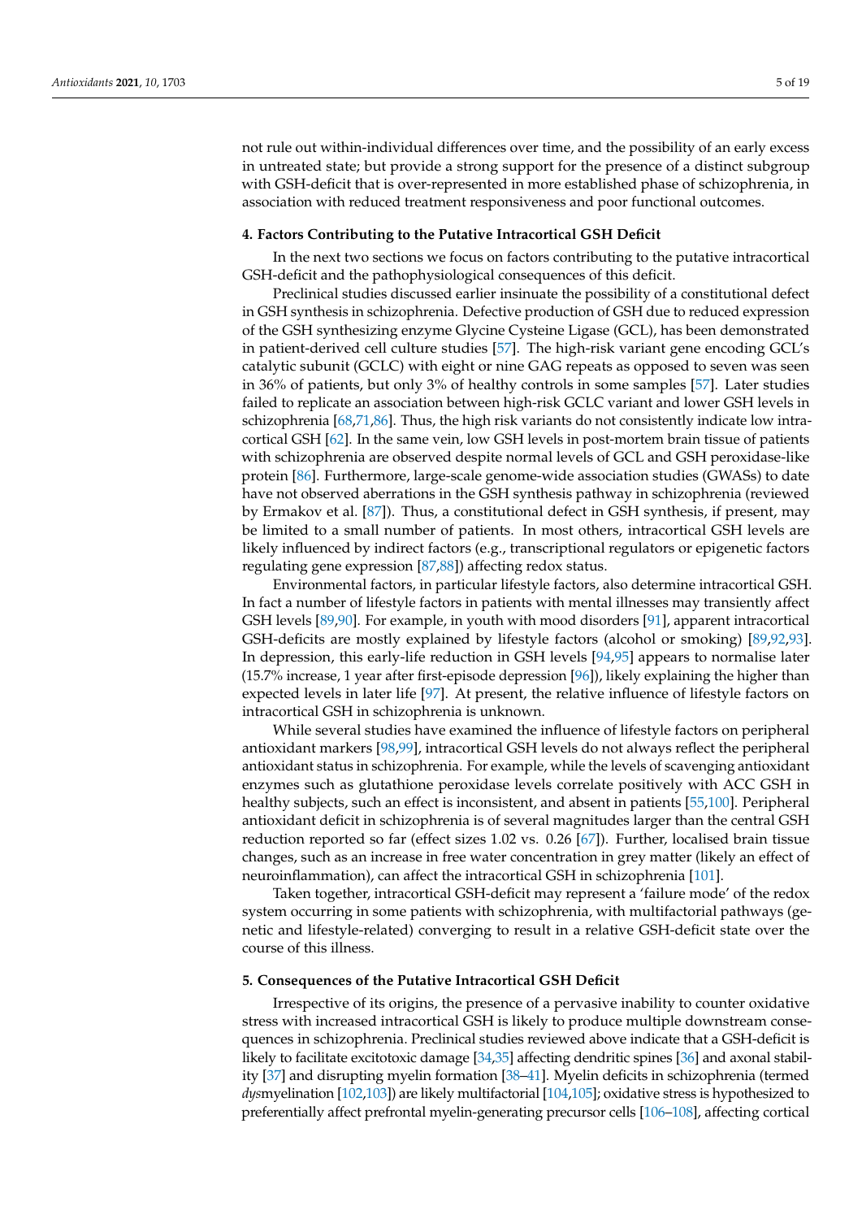not rule out within-individual differences over time, and the possibility of an early excess in untreated state; but provide a strong support for the presence of a distinct subgroup with GSH-deficit that is over-represented in more established phase of schizophrenia, in association with reduced treatment responsiveness and poor functional outcomes.

## 4. Factors Contributing to the Putative Intracortical GSH Deficit

In the next two sections we focus on factors contributing to the putative intracortical GSH-deficit and the pathophysiological consequences of this deficit.

Preclinical studies discussed earlier insinuate the possibility of a constitutional defect in GSH synthesis in schizophrenia. Defective production of GSH due to reduced expression of the GSH synthesizing enzyme Glycine Cysteine Ligase (GCL), has been demonstrated in patient-derived cell culture studies [57]. The high-risk variant gene encoding GCL's catalytic subunit (GCLC) with eight or nine GAG repeats as opposed to seven was seen in 36% of patients, but only 3% of healthy controls in some samples [57]. Later studies failed to replicate an association between high-risk GCLC variant and lower GSH levels in schizophrenia [68,71,86]. Thus, the high risk variants do not consistently indicate low intracortical GSH [62]. In the same vein, low GSH levels in post-mortem brain tissue of patients with schizophrenia are observed despite normal levels of GCL and GSH peroxidase-like protein [86]. Furthermore, large-scale genome-wide association studies (GWASs) to date have not observed aberrations in the GSH synthesis pathway in schizophrenia (reviewed by Ermakov et al. [87]). Thus, a constitutional defect in GSH synthesis, if present, may be limited to a small number of patients. In most others, intracortical GSH levels are likely influenced by indirect factors (e.g., transcriptional regulators or epigenetic factors regulating gene expression [87,88]) affecting redox status.

Environmental factors, in particular lifestyle factors, also determine intracortical GSH. In fact a number of lifestyle factors in patients with mental illnesses may transiently affect GSH levels [89,90]. For example, in youth with mood disorders [91], apparent intracortical GSH-deficits are mostly explained by lifestyle factors (alcohol or smoking) [89,92,93]. In depression, this early-life reduction in GSH levels [94,95] appears to normalise later (15.7% increase, 1 year after first-episode depression [96]), likely explaining the higher than expected levels in later life [97]. At present, the relative influence of lifestyle factors on intracortical GSH in schizophrenia is unknown.

While several studies have examined the influence of lifestyle factors on peripheral antioxidant markers [98,99], intracortical GSH levels do not always reflect the peripheral antioxidant status in schizophrenia. For example, while the levels of scavenging antioxidant enzymes such as glutathione peroxidase levels correlate positively with ACC GSH in healthy subjects, such an effect is inconsistent, and absent in patients [55,100]. Peripheral antioxidant deficit in schizophrenia is of several magnitudes larger than the central GSH reduction reported so far (effect sizes 1.02 vs. 0.26 [67]). Further, localised brain tissue changes, such as an increase in free water concentration in grey matter (likely an effect of neuroinflammation), can affect the intracortical GSH in schizophrenia [101].

Taken together, intracortical GSH-deficit may represent a 'failure mode' of the redox system occurring in some patients with schizophrenia, with multifactorial pathways (genetic and lifestyle-related) converging to result in a relative GSH-deficit state over the course of this illness.

## 5. Consequences of the Putative Intracortical GSH Deficit

Irrespective of its origins, the presence of a pervasive inability to counter oxidative stress with increased intracortical GSH is likely to produce multiple downstream consequences in schizophrenia. Preclinical studies reviewed above indicate that a GSH-deficit is likely to facilitate excitotoxic damage [34,35] affecting dendritic spines [36] and axonal stability [37] and disrupting myelin formation [38–41]. Myelin deficits in schizophrenia (termed *dys*myelination [102,103]) are likely multifactorial [104,105]; oxidative stress is hypothesized to preferentially affect prefrontal myelin-generating precursor cells [106–108], affecting cortical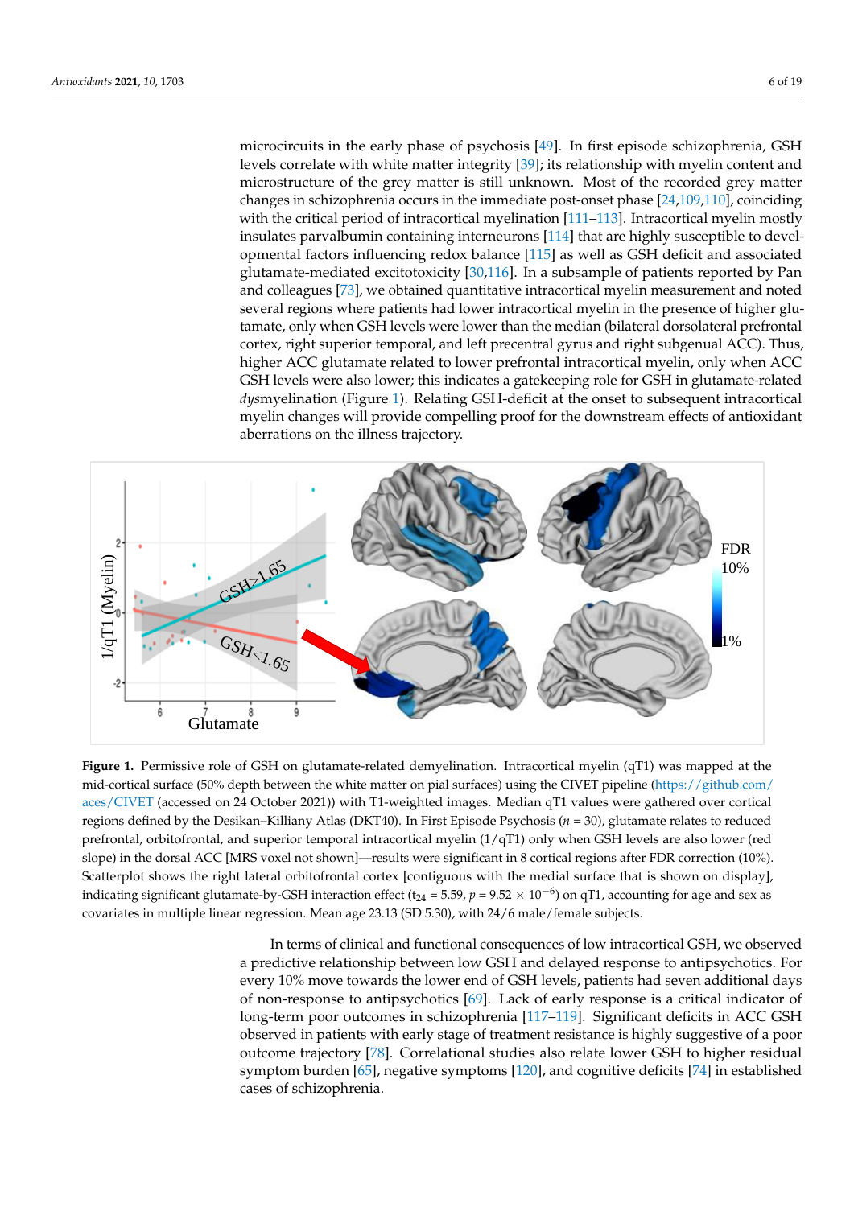microcircuits in the early phase of psychosis [49]. In first episode schizophrenia, GSH levels correlate with white matter integrity [39]; its relationship with myelin content and microstructure of the grey matter is still unknown. Most of the recorded grey matter changes in schizophrenia occurs in the immediate post-onset phase [24,109,110], coinciding with the critical period of intracortical myelination [111–113]. Intracortical myelin mostly insulates parvalbumin containing interneurons [114] that are highly susceptible to developmental factors influencing redox balance [115] as well as GSH deficit and associated glutamate-mediated excitotoxicity [30,116]. In a subsample of patients reported by Pan and colleagues [73], we obtained quantitative intracortical myelin measurement and noted several regions where patients had lower intracortical myelin in the presence of higher glutamate, only when GSH levels were lower than the median (bilateral dorsolateral prefrontal cortex, right superior temporal, and left precentral gyrus and right subgenual ACC). Thus, higher ACC glutamate related to lower prefrontal intracortical myelin, only when ACC GSH levels were also lower; this indicates a gatekeeping role for GSH in glutamate-related *dys*myelination (Figure 1). Relating GSH-deficit at the onset to subsequent intracortical myelin changes will provide compelling proof for the downstream effects of antioxidant aberrations on the illness trajectory.

**Figure 1.** Permissive role of GSH on glutamate-related demyelination. Intracortical myelin (qT1) was mapped at the mid-cortical surface (50% depth between the white matter on pial surfaces) using the CIVET pipeline (https://github.com/aces/CIVET (accessed on 24 October 2021)) with T1-weighted images. Median qT1 values were gathered over cortical regions defined by the Desikan–Killiany Atlas (DKT40). In First Episode Psychosis ($n$ = 30), glutamate relates to reduced prefrontal, orbitofrontal, and superior temporal intracortical myelin (1/qT1) only when GSH levels are also lower (red slope) in the dorsal ACC [MRS voxel not shown]—results were significant in 8 cortical regions after FDR correction (10%). Scatterplot shows the right lateral orbitofrontal cortex [contiguous with the medial surface that is shown on display], indicating significant glutamate-by-GSH interaction effect ($t_{24}$ = 5.59, $p$ = 9.52 × $10^{-6}$) on qT1, accounting for age and sex as covariates in multiple linear regression. Mean age 23.13 (SD 5.30), with 24/6 male/female subjects.

In terms of clinical and functional consequences of low intracortical GSH, we observed a predictive relationship between low GSH and delayed response to antipsychotics. For every 10% move towards the lower end of GSH levels, patients had seven additional days of non-response to antipsychotics [69]. Lack of early response is a critical indicator of long-term poor outcomes in schizophrenia [117–119]. Significant deficits in ACC GSH observed in patients with early stage of treatment resistance is highly suggestive of a poor outcome trajectory [78]. Correlational studies also relate lower GSH to higher residual symptom burden [65], negative symptoms [120], and cognitive deficits [74] in established cases of schizophrenia.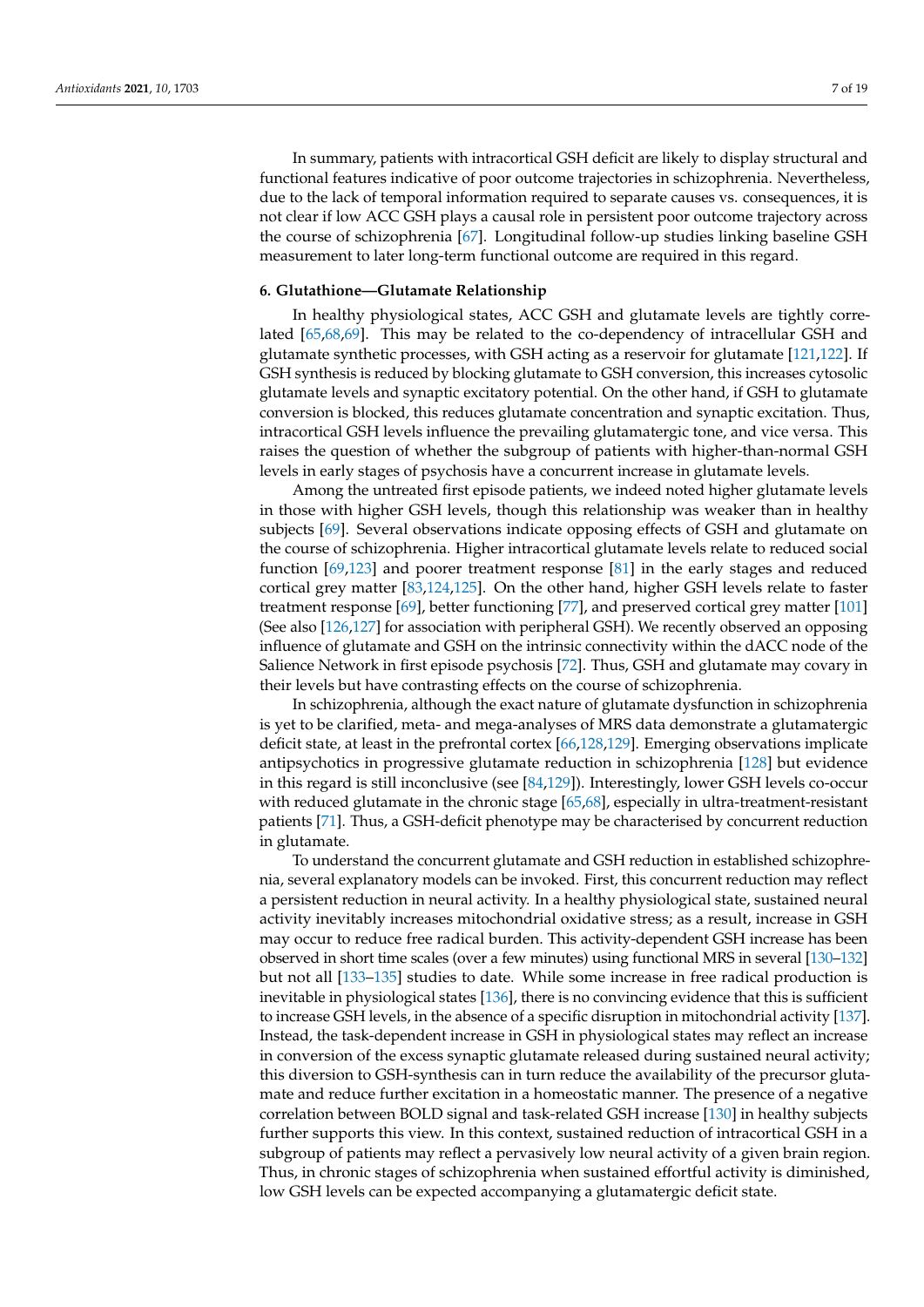In summary, patients with intracortical GSH deficit are likely to display structural and functional features indicative of poor outcome trajectories in schizophrenia. Nevertheless, due to the lack of temporal information required to separate causes vs. consequences, it is not clear if low ACC GSH plays a causal role in persistent poor outcome trajectory across the course of schizophrenia [67]. Longitudinal follow-up studies linking baseline GSH measurement to later long-term functional outcome are required in this regard.

## 6. Glutathione—Glutamate Relationship

In healthy physiological states, ACC GSH and glutamate levels are tightly correlated [65,68,69]. This may be related to the co-dependency of intracellular GSH and glutamate synthetic processes, with GSH acting as a reservoir for glutamate [121,122]. If GSH synthesis is reduced by blocking glutamate to GSH conversion, this increases cytosolic glutamate levels and synaptic excitatory potential. On the other hand, if GSH to glutamate conversion is blocked, this reduces glutamate concentration and synaptic excitation. Thus, intracortical GSH levels influence the prevailing glutamatergic tone, and vice versa. This raises the question of whether the subgroup of patients with higher-than-normal GSH levels in early stages of psychosis have a concurrent increase in glutamate levels.

Among the untreated first episode patients, we indeed noted higher glutamate levels in those with higher GSH levels, though this relationship was weaker than in healthy subjects [69]. Several observations indicate opposing effects of GSH and glutamate on the course of schizophrenia. Higher intracortical glutamate levels relate to reduced social function [69,123] and poorer treatment response [81] in the early stages and reduced cortical grey matter [83,124,125]. On the other hand, higher GSH levels relate to faster treatment response [69], better functioning [77], and preserved cortical grey matter [101] (See also [126,127] for association with peripheral GSH). We recently observed an opposing influence of glutamate and GSH on the intrinsic connectivity within the dACC node of the Salience Network in first episode psychosis [72]. Thus, GSH and glutamate may covary in their levels but have contrasting effects on the course of schizophrenia.

In schizophrenia, although the exact nature of glutamate dysfunction in schizophrenia is yet to be clarified, meta- and mega-analyses of MRS data demonstrate a glutamatergic deficit state, at least in the prefrontal cortex [66,128,129]. Emerging observations implicate antipsychotics in progressive glutamate reduction in schizophrenia [128] but evidence in this regard is still inconclusive (see [84,129]). Interestingly, lower GSH levels co-occur with reduced glutamate in the chronic stage [65,68], especially in ultra-treatment-resistant patients [71]. Thus, a GSH-deficit phenotype may be characterised by concurrent reduction in glutamate.

To understand the concurrent glutamate and GSH reduction in established schizophrenia, several explanatory models can be invoked. First, this concurrent reduction may reflect a persistent reduction in neural activity. In a healthy physiological state, sustained neural activity inevitably increases mitochondrial oxidative stress; as a result, increase in GSH may occur to reduce free radical burden. This activity-dependent GSH increase has been observed in short time scales (over a few minutes) using functional MRS in several [130–132] but not all [133–135] studies to date. While some increase in free radical production is inevitable in physiological states [136], there is no convincing evidence that this is sufficient to increase GSH levels, in the absence of a specific disruption in mitochondrial activity [137]. Instead, the task-dependent increase in GSH in physiological states may reflect an increase in conversion of the excess synaptic glutamate released during sustained neural activity; this diversion to GSH-synthesis can in turn reduce the availability of the precursor glutamate and reduce further excitation in a homeostatic manner. The presence of a negative correlation between BOLD signal and task-related GSH increase [130] in healthy subjects further supports this view. In this context, sustained reduction of intracortical GSH in a subgroup of patients may reflect a pervasively low neural activity of a given brain region. Thus, in chronic stages of schizophrenia when sustained effortful activity is diminished, low GSH levels can be expected accompanying a glutamatergic deficit state.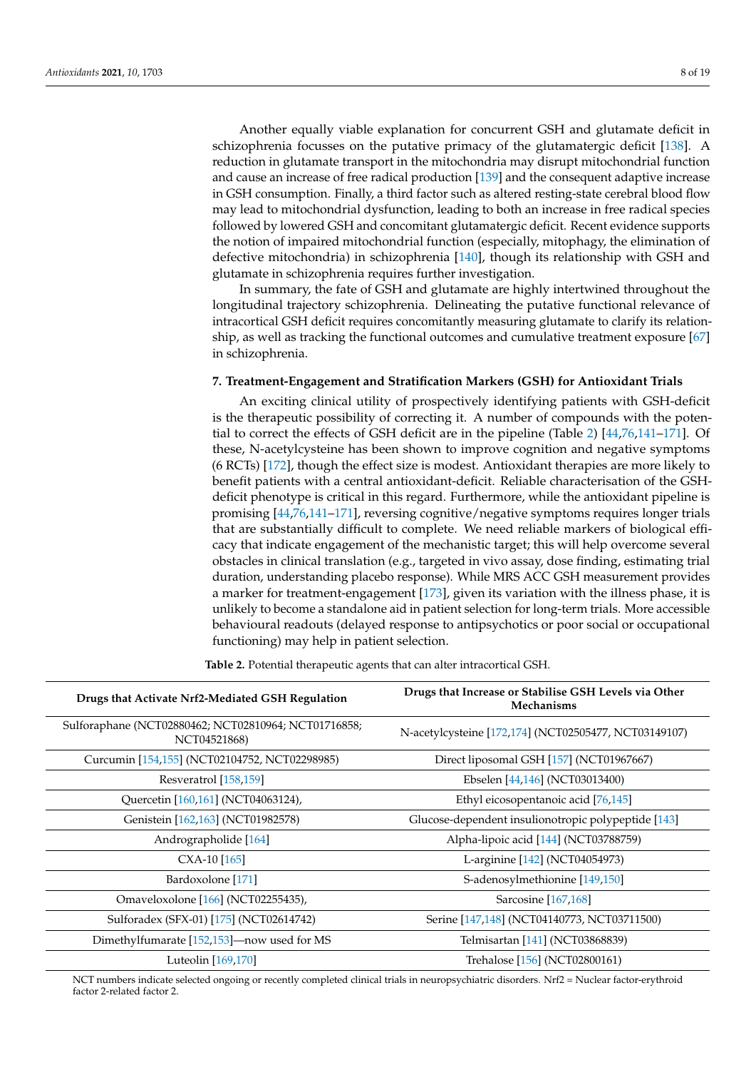Another equally viable explanation for concurrent GSH and glutamate deficit in schizophrenia focusses on the putative primacy of the glutamatergic deficit [138]. A reduction in glutamate transport in the mitochondria may disrupt mitochondrial function and cause an increase of free radical production [139] and the consequent adaptive increase in GSH consumption. Finally, a third factor such as altered resting-state cerebral blood flow may lead to mitochondrial dysfunction, leading to both an increase in free radical species followed by lowered GSH and concomitant glutamatergic deficit. Recent evidence supports the notion of impaired mitochondrial function (especially, mitophagy, the elimination of defective mitochondria) in schizophrenia [140], though its relationship with GSH and glutamate in schizophrenia requires further investigation.

In summary, the fate of GSH and glutamate are highly intertwined throughout the longitudinal trajectory schizophrenia. Delineating the putative functional relevance of intracortical GSH deficit requires concomitantly measuring glutamate to clarify its relationship, as well as tracking the functional outcomes and cumulative treatment exposure [67] in schizophrenia.

## 7. Treatment-Engagement and Stratification Markers (GSH) for Antioxidant Trials

An exciting clinical utility of prospectively identifying patients with GSH-deficit is the therapeutic possibility of correcting it. A number of compounds with the potential to correct the effects of GSH deficit are in the pipeline (Table 2) [44,76,141–171]. Of these, N-acetylcysteine has been shown to improve cognition and negative symptoms (6 RCTs) [172], though the effect size is modest. Antioxidant therapies are more likely to benefit patients with a central antioxidant-deficit. Reliable characterisation of the GSH-deficit phenotype is critical in this regard. Furthermore, while the antioxidant pipeline is promising [44,76,141–171], reversing cognitive/negative symptoms requires longer trials that are substantially difficult to complete. We need reliable markers of biological efficacy that indicate engagement of the mechanistic target; this will help overcome several obstacles in clinical translation (e.g., targeted in vivo assay, dose finding, estimating trial duration, understanding placebo response). While MRS ACC GSH measurement provides a marker for treatment-engagement [173], given its variation with the illness phase, it is unlikely to become a standalone aid in patient selection for long-term trials. More accessible behavioural readouts (delayed response to antipsychotics or poor social or occupational functioning) may help in patient selection.

**Table 2.** Potential therapeutic agents that can alter intracortical GSH.

| Drugs that Activate Nrf2-Mediated GSH Regulation | Drugs that Increase or Stabilise GSH Levels via Other Mechanisms |
|---|---|
| Sulforaphane (NCT02880462; NCT02810964; NCT01716858; NCT04521868) | N-acetylcysteine [172,174] (NCT02505477, NCT03149107) |
| Curcumin [154,155] (NCT02104752, NCT02298985) | Direct liposomal GSH [157] (NCT01967667) |
| Resveratrol [158,159] | Ebselen [44,146] (NCT03013400) |
| Quercetin [160,161] (NCT04063124), | Ethyl eicosopentanoic acid [76,145] |
| Genistein [162,163] (NCT01982578) | Glucose-dependent insulionotropic polypeptide [143] |
| Andrographolide [164] | Alpha-lipoic acid [144] (NCT03788759) |
| CXA-10 [165] | L-arginine [142] (NCT04054973) |
| Bardoxolone [171] | S-adenosylmethionine [149,150] |
| Omaveloxolone [166] (NCT02255435), | Sarcosine [167,168] |
| Sulforadex (SFX-01) [175] (NCT02614742) | Serine [147,148] (NCT04140773, NCT03711500) |
| Dimethylfumarate [152,153]—now used for MS | Telmisartan [141] (NCT03868839) |
| Luteolin [169,170] | Trehalose [156] (NCT02800161) |

NCT numbers indicate selected ongoing or recently completed clinical trials in neuropsychiatric disorders. Nrf2 = Nuclear factor-erythroid factor 2-related factor 2.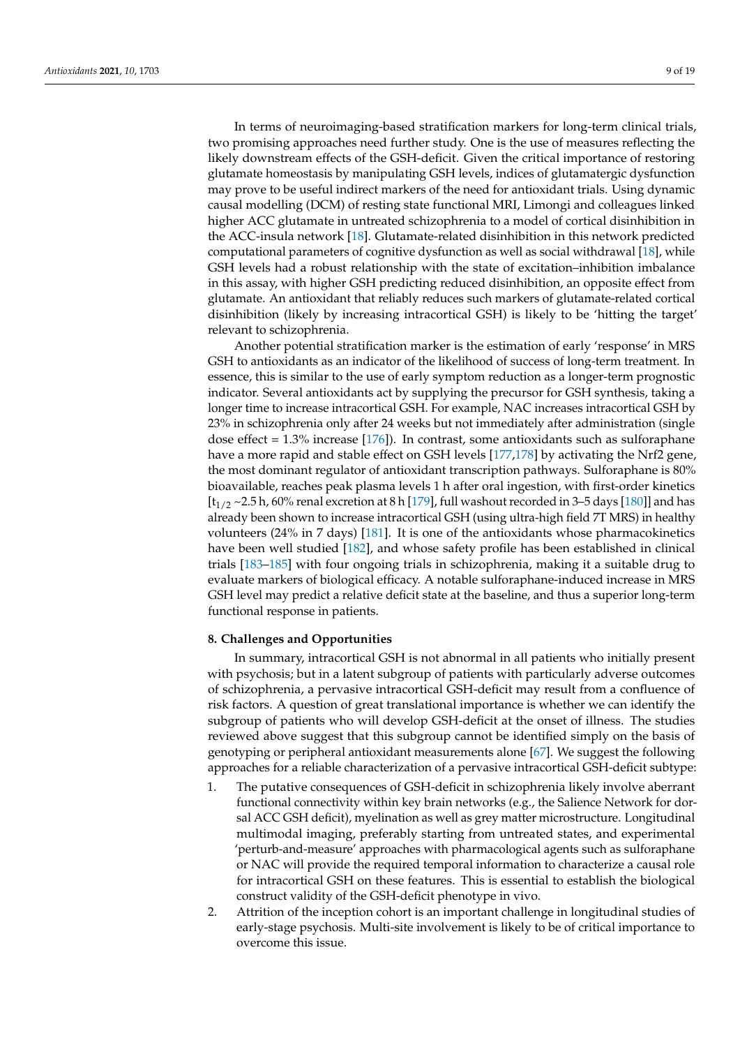In terms of neuroimaging-based stratification markers for long-term clinical trials, two promising approaches need further study. One is the use of measures reflecting the likely downstream effects of the GSH-deficit. Given the critical importance of restoring glutamate homeostasis by manipulating GSH levels, indices of glutamatergic dysfunction may prove to be useful indirect markers of the need for antioxidant trials. Using dynamic causal modelling (DCM) of resting state functional MRI, Limongi and colleagues linked higher ACC glutamate in untreated schizophrenia to a model of cortical disinhibition in the ACC-insula network [18]. Glutamate-related disinhibition in this network predicted computational parameters of cognitive dysfunction as well as social withdrawal [18], while GSH levels had a robust relationship with the state of excitation–inhibition imbalance in this assay, with higher GSH predicting reduced disinhibition, an opposite effect from glutamate. An antioxidant that reliably reduces such markers of glutamate-related cortical disinhibition (likely by increasing intracortical GSH) is likely to be 'hitting the target' relevant to schizophrenia.

Another potential stratification marker is the estimation of early 'response' in MRS GSH to antioxidants as an indicator of the likelihood of success of long-term treatment. In essence, this is similar to the use of early symptom reduction as a longer-term prognostic indicator. Several antioxidants act by supplying the precursor for GSH synthesis, taking a longer time to increase intracortical GSH. For example, NAC increases intracortical GSH by 23% in schizophrenia only after 24 weeks but not immediately after administration (single dose effect = 1.3% increase [176]). In contrast, some antioxidants such as sulforaphane have a more rapid and stable effect on GSH levels [177,178] by activating the Nrf2 gene, the most dominant regulator of antioxidant transcription pathways. Sulforaphane is 80% bioavailable, reaches peak plasma levels 1 h after oral ingestion, with first-order kinetics [$t_{1/2}$ ~2.5 h, 60% renal excretion at 8 h [179], full washout recorded in 3–5 days [180]] and has already been shown to increase intracortical GSH (using ultra-high field 7T MRS) in healthy volunteers (24% in 7 days) [181]. It is one of the antioxidants whose pharmacokinetics have been well studied [182], and whose safety profile has been established in clinical trials [183–185] with four ongoing trials in schizophrenia, making it a suitable drug to evaluate markers of biological efficacy. A notable sulforaphane-induced increase in MRS GSH level may predict a relative deficit state at the baseline, and thus a superior long-term functional response in patients.

## 8. Challenges and Opportunities

In summary, intracortical GSH is not abnormal in all patients who initially present with psychosis; but in a latent subgroup of patients with particularly adverse outcomes of schizophrenia, a pervasive intracortical GSH-deficit may result from a confluence of risk factors. A question of great translational importance is whether we can identify the subgroup of patients who will develop GSH-deficit at the onset of illness. The studies reviewed above suggest that this subgroup cannot be identified simply on the basis of genotyping or peripheral antioxidant measurements alone [67]. We suggest the following approaches for a reliable characterization of a pervasive intracortical GSH-deficit subtype:

1. The putative consequences of GSH-deficit in schizophrenia likely involve aberrant functional connectivity within key brain networks (e.g., the Salience Network for dorsal ACC GSH deficit), myelination as well as grey matter microstructure. Longitudinal multimodal imaging, preferably starting from untreated states, and experimental 'perturb-and-measure' approaches with pharmacological agents such as sulforaphane or NAC will provide the required temporal information to characterize a causal role for intracortical GSH on these features. This is essential to establish the biological construct validity of the GSH-deficit phenotype in vivo.
2. Attrition of the inception cohort is an important challenge in longitudinal studies of early-stage psychosis. Multi-site involvement is likely to be of critical importance to overcome this issue.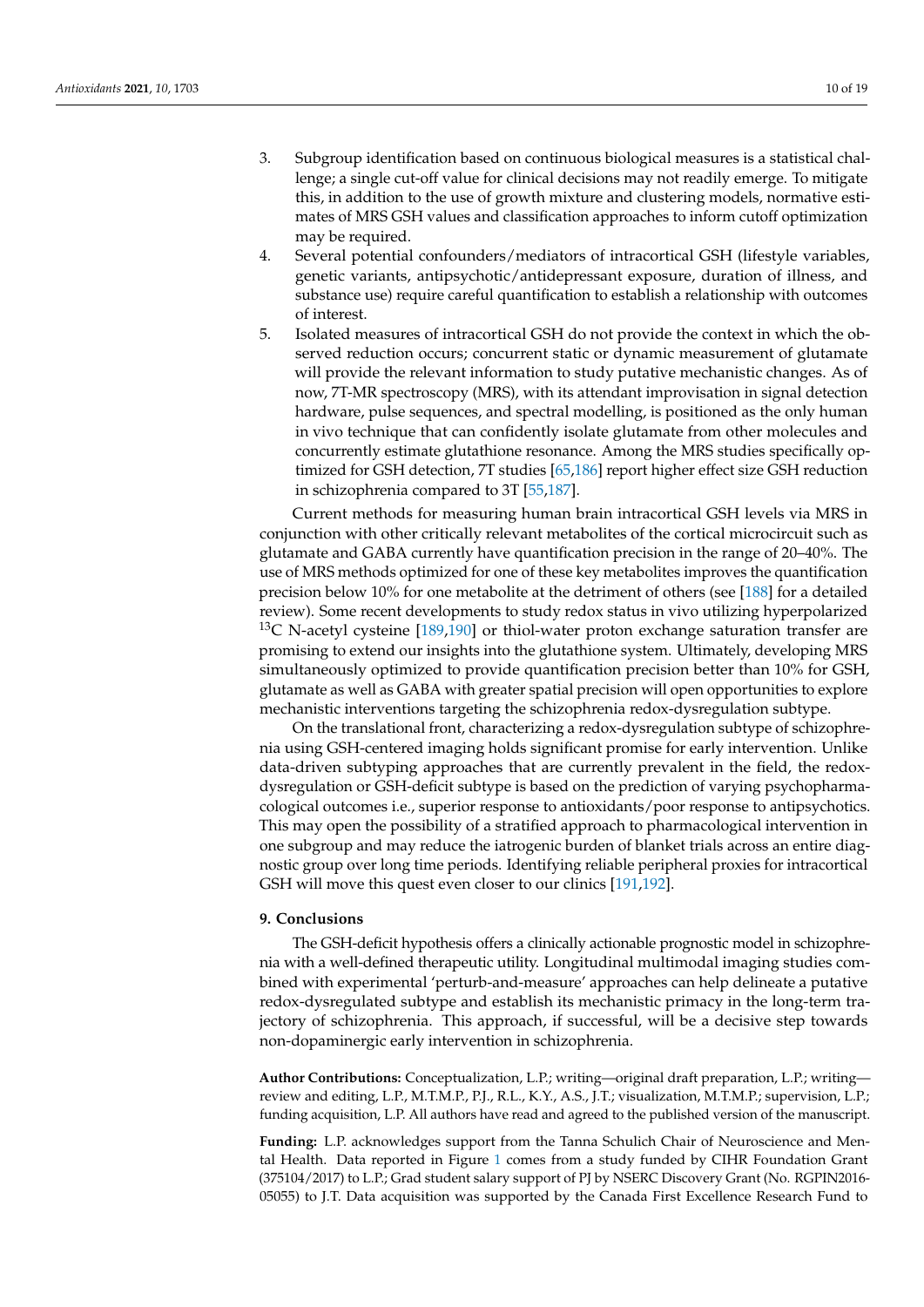3. Subgroup identification based on continuous biological measures is a statistical challenge; a single cut-off value for clinical decisions may not readily emerge. To mitigate this, in addition to the use of growth mixture and clustering models, normative estimates of MRS GSH values and classification approaches to inform cutoff optimization may be required.
4. Several potential confounders/mediators of intracortical GSH (lifestyle variables, genetic variants, antipsychotic/antidepressant exposure, duration of illness, and substance use) require careful quantification to establish a relationship with outcomes of interest.
5. Isolated measures of intracortical GSH do not provide the context in which the observed reduction occurs; concurrent static or dynamic measurement of glutamate will provide the relevant information to study putative mechanistic changes. As of now, 7T-MR spectroscopy (MRS), with its attendant improvisation in signal detection hardware, pulse sequences, and spectral modelling, is positioned as the only human in vivo technique that can confidently isolate glutamate from other molecules and concurrently estimate glutathione resonance. Among the MRS studies specifically optimized for GSH detection, 7T studies [65,186] report higher effect size GSH reduction in schizophrenia compared to 3T [55,187].

Current methods for measuring human brain intracortical GSH levels via MRS in conjunction with other critically relevant metabolites of the cortical microcircuit such as glutamate and GABA currently have quantification precision in the range of 20–40%. The use of MRS methods optimized for one of these key metabolites improves the quantification precision below 10% for one metabolite at the detriment of others (see [188] for a detailed review). Some recent developments to study redox status in vivo utilizing hyperpolarized $^{13}$C N-acetyl cysteine [189,190] or thiol-water proton exchange saturation transfer are promising to extend our insights into the glutathione system. Ultimately, developing MRS simultaneously optimized to provide quantification precision better than 10% for GSH, glutamate as well as GABA with greater spatial precision will open opportunities to explore mechanistic interventions targeting the schizophrenia redox-dysregulation subtype.

On the translational front, characterizing a redox-dysregulation subtype of schizophrenia using GSH-centered imaging holds significant promise for early intervention. Unlike data-driven subtyping approaches that are currently prevalent in the field, the redox-dysregulation or GSH-deficit subtype is based on the prediction of varying psychopharmacological outcomes i.e., superior response to antioxidants/poor response to antipsychotics. This may open the possibility of a stratified approach to pharmacological intervention in one subgroup and may reduce the iatrogenic burden of blanket trials across an entire diagnostic group over long time periods. Identifying reliable peripheral proxies for intracortical GSH will move this quest even closer to our clinics [191,192].

## 9. Conclusions

The GSH-deficit hypothesis offers a clinically actionable prognostic model in schizophrenia with a well-defined therapeutic utility. Longitudinal multimodal imaging studies combined with experimental 'perturb-and-measure' approaches can help delineate a putative redox-dysregulated subtype and establish its mechanistic primacy in the long-term trajectory of schizophrenia. This approach, if successful, will be a decisive step towards non-dopaminergic early intervention in schizophrenia.

**Author Contributions:** Conceptualization, L.P.; writing—original draft preparation, L.P.; writing—review and editing, L.P., M.T.M.P., P.J., R.L., K.Y., A.S., J.T.; visualization, M.T.M.P.; supervision, L.P.; funding acquisition, L.P. All authors have read and agreed to the published version of the manuscript.

**Funding:** L.P. acknowledges support from the Tanna Schulich Chair of Neuroscience and Mental Health. Data reported in Figure 1 comes from a study funded by CIHR Foundation Grant (375104/2017) to L.P.; Grad student salary support of PJ by NSERC Discovery Grant (No. RGPIN2016-05055) to J.T. Data acquisition was supported by the Canada First Excellence Research Fund to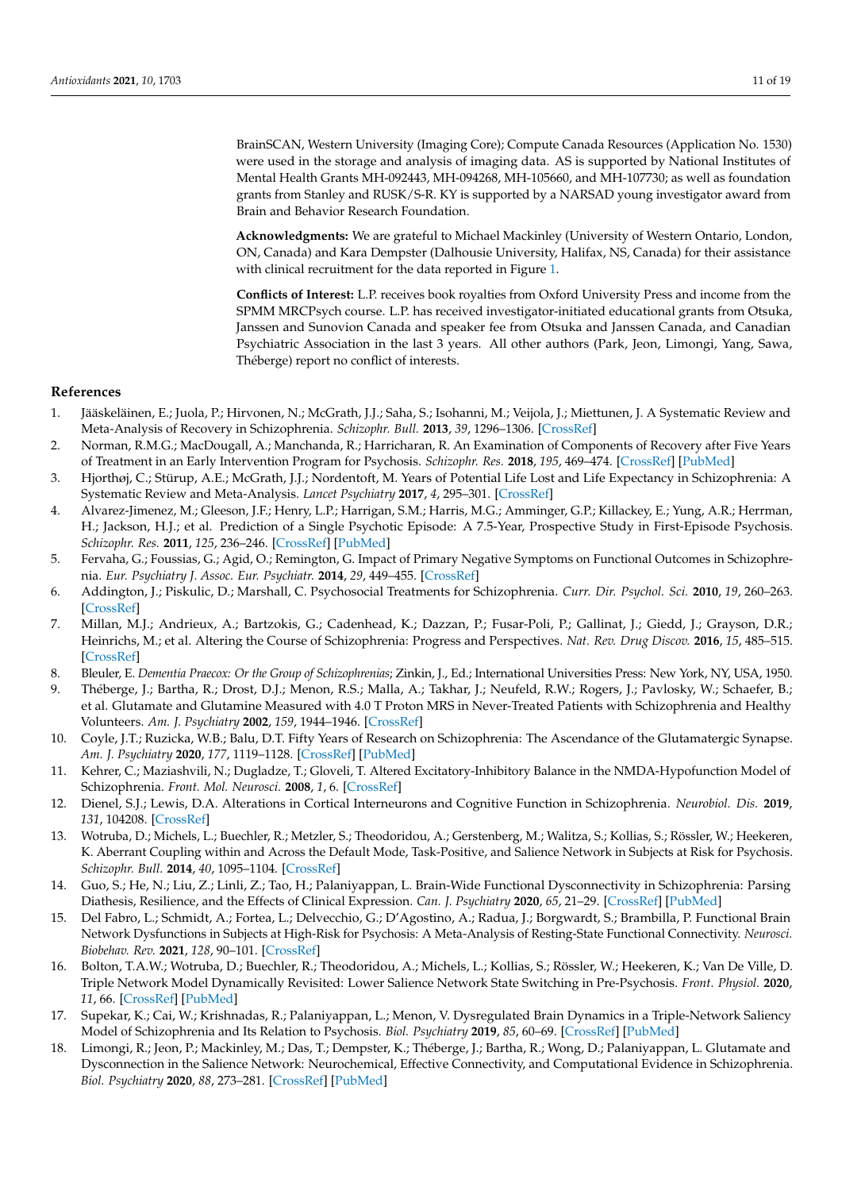BrainSCAN, Western University (Imaging Core); Compute Canada Resources (Application No. 1530) were used in the storage and analysis of imaging data. AS is supported by National Institutes of Mental Health Grants MH-092443, MH-094268, MH-105660, and MH-107730; as well as foundation grants from Stanley and RUSK/S-R. KY is supported by a NARSAD young investigator award from Brain and Behavior Research Foundation.

**Acknowledgments:** We are grateful to Michael Mackinley (University of Western Ontario, London, ON, Canada) and Kara Dempster (Dalhousie University, Halifax, NS, Canada) for their assistance with clinical recruitment for the data reported in Figure 1.

**Conflicts of Interest:** L.P. receives book royalties from Oxford University Press and income from the SPMM MRCPsych course. L.P. has received investigator-initiated educational grants from Otsuka, Janssen and Sunovion Canada and speaker fee from Otsuka and Janssen Canada, and Canadian Psychiatric Association in the last 3 years. All other authors (Park, Jeon, Limongi, Yang, Sawa, Théberge) report no conflict of interests.

## References

1. Jääskeläinen, E.; Juola, P.; Hirvonen, N.; McGrath, J.J.; Saha, S.; Isohanni, M.; Veijola, J.; Miettunen, J. A Systematic Review and Meta-Analysis of Recovery in Schizophrenia. *Schizophr. Bull.* **2013**, *39*, 1296–1306. [CrossRef]
2. Norman, R.M.G.; MacDougall, A.; Manchanda, R.; Harricharan, R. An Examination of Components of Recovery after Five Years of Treatment in an Early Intervention Program for Psychosis. *Schizophr. Res.* **2018**, *195*, 469–474. [CrossRef] [PubMed]
3. Hjorthøj, C.; Stürup, A.E.; McGrath, J.J.; Nordentoft, M. Years of Potential Life Lost and Life Expectancy in Schizophrenia: A Systematic Review and Meta-Analysis. *Lancet Psychiatry* **2017**, *4*, 295–301. [CrossRef]
4. Alvarez-Jimenez, M.; Gleeson, J.F.; Henry, L.P.; Harrigan, S.M.; Harris, M.G.; Amminger, G.P.; Killackey, E.; Yung, A.R.; Herrman, H.; Jackson, H.J.; et al. Prediction of a Single Psychotic Episode: A 7.5-Year, Prospective Study in First-Episode Psychosis. *Schizophr. Res.* **2011**, *125*, 236–246. [CrossRef] [PubMed]
5. Fervaha, G.; Foussias, G.; Agid, O.; Remington, G. Impact of Primary Negative Symptoms on Functional Outcomes in Schizophrenia. *Eur. Psychiatry J. Assoc. Eur. Psychiatr.* **2014**, *29*, 449–455. [CrossRef]
6. Addington, J.; Piskulic, D.; Marshall, C. Psychosocial Treatments for Schizophrenia. *Curr. Dir. Psychol. Sci.* **2010**, *19*, 260–263. [CrossRef]
7. Millan, M.J.; Andrieux, A.; Bartzokis, G.; Cadenhead, K.; Dazzan, P.; Fusar-Poli, P.; Gallinat, J.; Giedd, J.; Grayson, D.R.; Heinrichs, M.; et al. Altering the Course of Schizophrenia: Progress and Perspectives. *Nat. Rev. Drug Discov.* **2016**, *15*, 485–515. [CrossRef]
8. Bleuler, E. *Dementia Praecox: Or the Group of Schizophrenias*; Zinkin, J., Ed.; International Universities Press: New York, NY, USA, 1950.
9. Théberge, J.; Bartha, R.; Drost, D.J.; Menon, R.S.; Malla, A.; Takhar, J.; Neufeld, R.W.; Rogers, J.; Pavlosky, W.; Schaefer, B.; et al. Glutamate and Glutamine Measured with 4.0 T Proton MRS in Never-Treated Patients with Schizophrenia and Healthy Volunteers. *Am. J. Psychiatry* **2002**, *159*, 1944–1946. [CrossRef]
10. Coyle, J.T.; Ruzicka, W.B.; Balu, D.T. Fifty Years of Research on Schizophrenia: The Ascendance of the Glutamatergic Synapse. *Am. J. Psychiatry* **2020**, *177*, 1119–1128. [CrossRef] [PubMed]
11. Kehrer, C.; Maziashvili, N.; Dugladze, T.; Gloveli, T. Altered Excitatory-Inhibitory Balance in the NMDA-Hypofunction Model of Schizophrenia. *Front. Mol. Neurosci.* **2008**, *1*, 6. [CrossRef]
12. Dienel, S.J.; Lewis, D.A. Alterations in Cortical Interneurons and Cognitive Function in Schizophrenia. *Neurobiol. Dis.* **2019**, *131*, 104208. [CrossRef]
13. Wotruba, D.; Michels, L.; Buechler, R.; Metzler, S.; Theodoridou, A.; Gerstenberg, M.; Walitza, S.; Kollias, S.; Rössler, W.; Heekeren, K. Aberrant Coupling within and Across the Default Mode, Task-Positive, and Salience Network in Subjects at Risk for Psychosis. *Schizophr. Bull.* **2014**, *40*, 1095–1104. [CrossRef]
14. Guo, S.; He, N.; Liu, Z.; Linli, Z.; Tao, H.; Palaniyappan, L. Brain-Wide Functional Dysconnectivity in Schizophrenia: Parsing Diathesis, Resilience, and the Effects of Clinical Expression. *Can. J. Psychiatry* **2020**, *65*, 21–29. [CrossRef] [PubMed]
15. Del Fabro, L.; Schmidt, A.; Fortea, L.; Delvecchio, G.; D'Agostino, A.; Radua, J.; Borgwardt, S.; Brambilla, P. Functional Brain Network Dysfunctions in Subjects at High-Risk for Psychosis: A Meta-Analysis of Resting-State Functional Connectivity. *Neurosci. Biobehav. Rev.* **2021**, *128*, 90–101. [CrossRef]
16. Bolton, T.A.W.; Wotruba, D.; Buechler, R.; Theodoridou, A.; Michels, L.; Kollias, S.; Rössler, W.; Heekeren, K.; Van De Ville, D. Triple Network Model Dynamically Revisited: Lower Salience Network State Switching in Pre-Psychosis. *Front. Physiol.* **2020**, *11*, 66. [CrossRef] [PubMed]
17. Supekar, K.; Cai, W.; Krishnadas, R.; Palaniyappan, L.; Menon, V. Dysregulated Brain Dynamics in a Triple-Network Saliency Model of Schizophrenia and Its Relation to Psychosis. *Biol. Psychiatry* **2019**, *85*, 60–69. [CrossRef] [PubMed]
18. Limongi, R.; Jeon, P.; Mackinley, M.; Das, T.; Dempster, K.; Théberge, J.; Bartha, R.; Wong, D.; Palaniyappan, L. Glutamate and Dysconnection in the Salience Network: Neurochemical, Effective Connectivity, and Computational Evidence in Schizophrenia. *Biol. Psychiatry* **2020**, *88*, 273–281. [CrossRef] [PubMed]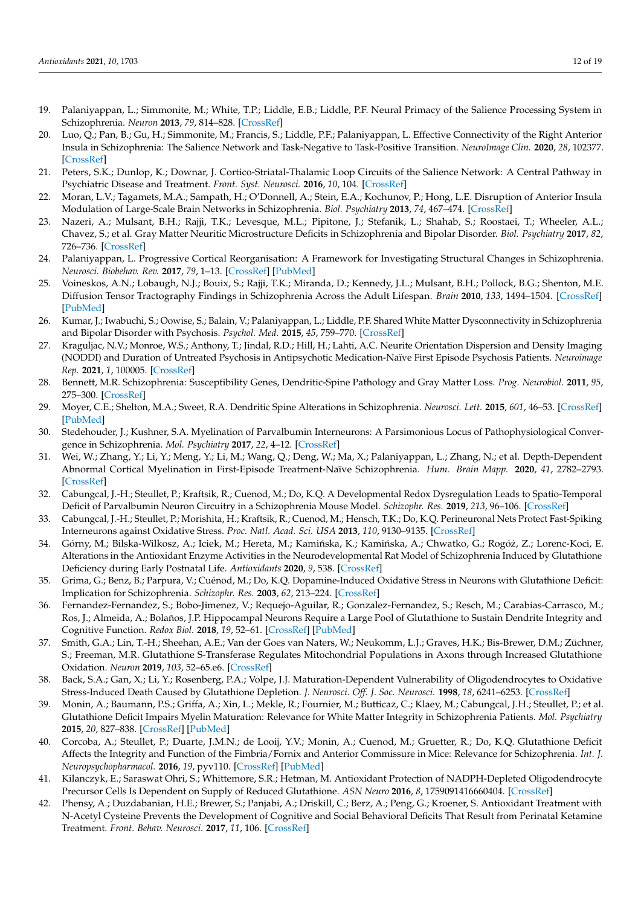19. Palaniyappan, L.; Simmonite, M.; White, T.P.; Liddle, E.B.; Liddle, P.F. Neural Primacy of the Salience Processing System in Schizophrenia. *Neuron* **2013**, *79*, 814–828. [CrossRef]
20. Luo, Q.; Pan, B.; Gu, H.; Simmonite, M.; Francis, S.; Liddle, P.F.; Palaniyappan, L. Effective Connectivity of the Right Anterior Insula in Schizophrenia: The Salience Network and Task-Negative to Task-Positive Transition. *NeuroImage Clin.* **2020**, *28*, 102377. [CrossRef]
21. Peters, S.K.; Dunlop, K.; Downar, J. Cortico-Striatal-Thalamic Loop Circuits of the Salience Network: A Central Pathway in Psychiatric Disease and Treatment. *Front. Syst. Neurosci.* **2016**, *10*, 104. [CrossRef]
22. Moran, L.V.; Tagamets, M.A.; Sampath, H.; O'Donnell, A.; Stein, E.A.; Kochunov, P.; Hong, L.E. Disruption of Anterior Insula Modulation of Large-Scale Brain Networks in Schizophrenia. *Biol. Psychiatry* **2013**, *74*, 467–474. [CrossRef]
23. Nazeri, A.; Mulsant, B.H.; Rajji, T.K.; Levesque, M.L.; Pipitone, J.; Stefanik, L.; Shahab, S.; Roostaei, T.; Wheeler, A.L.; Chavez, S.; et al. Gray Matter Neuritic Microstructure Deficits in Schizophrenia and Bipolar Disorder. *Biol. Psychiatry* **2017**, *82*, 726–736. [CrossRef]
24. Palaniyappan, L. Progressive Cortical Reorganisation: A Framework for Investigating Structural Changes in Schizophrenia. *Neurosci. Biobehav. Rev.* **2017**, *79*, 1–13. [CrossRef] [PubMed]
25. Voineskos, A.N.; Lobaugh, N.J.; Bouix, S.; Rajji, T.K.; Miranda, D.; Kennedy, J.L.; Mulsant, B.H.; Pollock, B.G.; Shenton, M.E. Diffusion Tensor Tractography Findings in Schizophrenia Across the Adult Lifespan. *Brain* **2010**, *133*, 1494–1504. [CrossRef] [PubMed]
26. Kumar, J.; Iwabuchi, S.; Oowise, S.; Balain, V.; Palaniyappan, L.; Liddle, P.F. Shared White Matter Dysconnectivity in Schizophrenia and Bipolar Disorder with Psychosis. *Psychol. Med.* **2015**, *45*, 759–770. [CrossRef]
27. Kraguljac, N.V.; Monroe, W.S.; Anthony, T.; Jindal, R.D.; Hill, H.; Lahti, A.C. Neurite Orientation Dispersion and Density Imaging (NODDI) and Duration of Untreated Psychosis in Antipsychotic Medication-Naïve First Episode Psychosis Patients. *Neuroimage Rep.* **2021**, *1*, 100005. [CrossRef]
28. Bennett, M.R. Schizophrenia: Susceptibility Genes, Dendritic-Spine Pathology and Gray Matter Loss. *Prog. Neurobiol.* **2011**, *95*, 275–300. [CrossRef]
29. Moyer, C.E.; Shelton, M.A.; Sweet, R.A. Dendritic Spine Alterations in Schizophrenia. *Neurosci. Lett.* **2015**, *601*, 46–53. [CrossRef] [PubMed]
30. Stedehouder, J.; Kushner, S.A. Myelination of Parvalbumin Interneurons: A Parsimonious Locus of Pathophysiological Convergence in Schizophrenia. *Mol. Psychiatry* **2017**, *22*, 4–12. [CrossRef]
31. Wei, W.; Zhang, Y.; Li, Y.; Meng, Y.; Li, M.; Wang, Q.; Deng, W.; Ma, X.; Palaniyappan, L.; Zhang, N.; et al. Depth-Dependent Abnormal Cortical Myelination in First-Episode Treatment-Naïve Schizophrenia. *Hum. Brain Mapp.* **2020**, *41*, 2782–2793. [CrossRef]
32. Cabungcal, J.-H.; Steullet, P.; Kraftsik, R.; Cuenod, M.; Do, K.Q. A Developmental Redox Dysregulation Leads to Spatio-Temporal Deficit of Parvalbumin Neuron Circuitry in a Schizophrenia Mouse Model. *Schizophr. Res.* **2019**, *213*, 96–106. [CrossRef]
33. Cabungcal, J.-H.; Steullet, P.; Morishita, H.; Kraftsik, R.; Cuenod, M.; Hensch, T.K.; Do, K.Q. Perineuronal Nets Protect Fast-Spiking Interneurons against Oxidative Stress. *Proc. Natl. Acad. Sci. USA* **2013**, *110*, 9130–9135. [CrossRef]
34. Górny, M.; Bilska-Wilkosz, A.; Iciek, M.; Hereta, M.; Kamińska, K.; Kamińska, A.; Chwatko, G.; Rogóż, Z.; Lorenc-Koci, E. Alterations in the Antioxidant Enzyme Activities in the Neurodevelopmental Rat Model of Schizophrenia Induced by Glutathione Deficiency during Early Postnatal Life. *Antioxidants* **2020**, *9*, 538. [CrossRef]
35. Grima, G.; Benz, B.; Parpura, V.; Cuénod, M.; Do, K.Q. Dopamine-Induced Oxidative Stress in Neurons with Glutathione Deficit: Implication for Schizophrenia. *Schizophr. Res.* **2003**, *62*, 213–224. [CrossRef]
36. Fernandez-Fernandez, S.; Bobo-Jimenez, V.; Requejo-Aguilar, R.; Gonzalez-Fernandez, S.; Resch, M.; Carabias-Carrasco, M.; Ros, J.; Almeida, A.; Bolaños, J.P. Hippocampal Neurons Require a Large Pool of Glutathione to Sustain Dendrite Integrity and Cognitive Function. *Redox Biol.* **2018**, *19*, 52–61. [CrossRef] [PubMed]
37. Smith, G.A.; Lin, T.-H.; Sheehan, A.E.; Van der Goes van Naters, W.; Neukomm, L.J.; Graves, H.K.; Bis-Brewer, D.M.; Züchner, S.; Freeman, M.R. Glutathione S-Transferase Regulates Mitochondrial Populations in Axons through Increased Glutathione Oxidation. *Neuron* **2019**, *103*, 52–65.e6. [CrossRef]
38. Back, S.A.; Gan, X.; Li, Y.; Rosenberg, P.A.; Volpe, J.J. Maturation-Dependent Vulnerability of Oligodendrocytes to Oxidative Stress-Induced Death Caused by Glutathione Depletion. *J. Neurosci. Off. J. Soc. Neurosci.* **1998**, *18*, 6241–6253. [CrossRef]
39. Monin, A.; Baumann, P.S.; Griffa, A.; Xin, L.; Mekle, R.; Fournier, M.; Butticaz, C.; Klaey, M.; Cabungcal, J.H.; Steullet, P.; et al. Glutathione Deficit Impairs Myelin Maturation: Relevance for White Matter Integrity in Schizophrenia Patients. *Mol. Psychiatry* **2015**, *20*, 827–838. [CrossRef] [PubMed]
40. Corcoba, A.; Steullet, P.; Duarte, J.M.N.; de Looij, Y.V.; Monin, A.; Cuenod, M.; Gruetter, R.; Do, K.Q. Glutathione Deficit Affects the Integrity and Function of the Fimbria/Fornix and Anterior Commissure in Mice: Relevance for Schizophrenia. *Int. J. Neuropsychopharmacol.* **2016**, *19*, pyv110. [CrossRef] [PubMed]
41. Kilanczyk, E.; Saraswat Ohri, S.; Whittemore, S.R.; Hetman, M. Antioxidant Protection of NADPH-Depleted Oligodendrocyte Precursor Cells Is Dependent on Supply of Reduced Glutathione. *ASN Neuro* **2016**, *8*, 1759091416660404. [CrossRef]
42. Phensy, A.; Duzdabanian, H.E.; Brewer, S.; Panjabi, A.; Driskill, C.; Berz, A.; Peng, G.; Kroener, S. Antioxidant Treatment with N-Acetyl Cysteine Prevents the Development of Cognitive and Social Behavioral Deficits That Result from Perinatal Ketamine Treatment. *Front. Behav. Neurosci.* **2017**, *11*, 106. [CrossRef]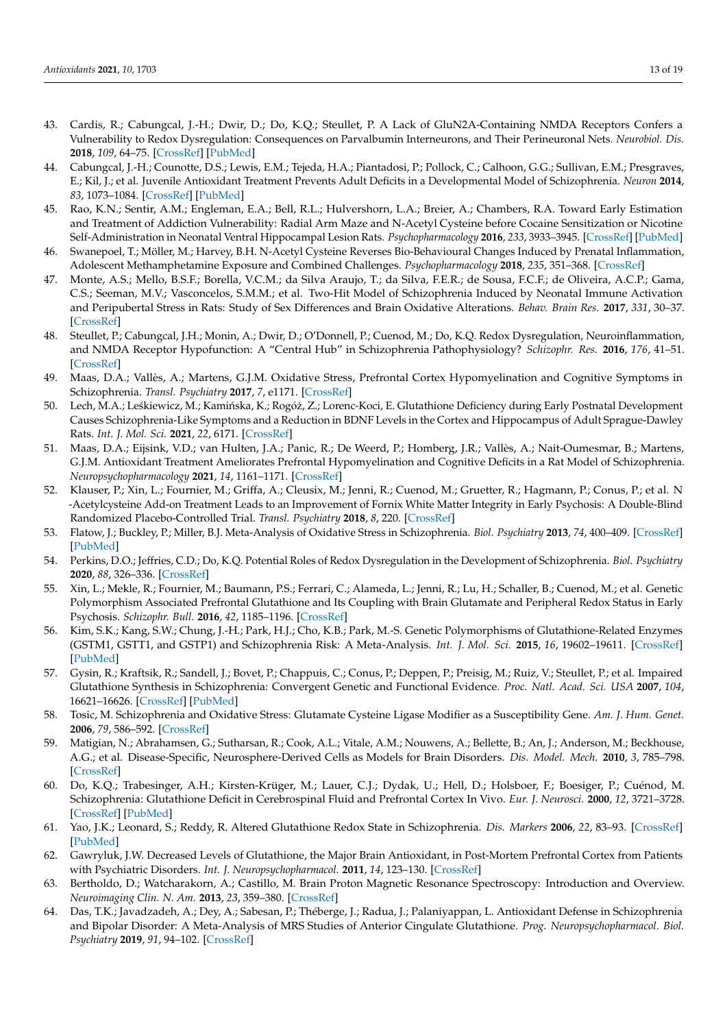43. Cardis, R.; Cabungcal, J.-H.; Dwir, D.; Do, K.Q.; Steullet, P. A Lack of GluN2A-Containing NMDA Receptors Confers a Vulnerability to Redox Dysregulation: Consequences on Parvalbumin Interneurons, and Their Perineuronal Nets. *Neurobiol. Dis.* **2018**, *109*, 64–75. [CrossRef] [PubMed]
44. Cabungcal, J.-H.; Counotte, D.S.; Lewis, E.M.; Tejeda, H.A.; Piantadosi, P.; Pollock, C.; Calhoon, G.G.; Sullivan, E.M.; Presgraves, E.; Kil, J.; et al. Juvenile Antioxidant Treatment Prevents Adult Deficits in a Developmental Model of Schizophrenia. *Neuron* **2014**, *83*, 1073–1084. [CrossRef] [PubMed]
45. Rao, K.N.; Sentir, A.M.; Engleman, E.A.; Bell, R.L.; Hulvershorn, L.A.; Breier, A.; Chambers, R.A. Toward Early Estimation and Treatment of Addiction Vulnerability: Radial Arm Maze and N-Acetyl Cysteine before Cocaine Sensitization or Nicotine Self-Administration in Neonatal Ventral Hippocampal Lesion Rats. *Psychopharmacology* **2016**, *233*, 3933–3945. [CrossRef] [PubMed]
46. Swanepoel, T.; Möller, M.; Harvey, B.H. N-Acetyl Cysteine Reverses Bio-Behavioural Changes Induced by Prenatal Inflammation, Adolescent Methamphetamine Exposure and Combined Challenges. *Psychopharmacology* **2018**, *235*, 351–368. [CrossRef]
47. Monte, A.S.; Mello, B.S.F.; Borella, V.C.M.; da Silva Araujo, T.; da Silva, F.E.R.; de Sousa, F.C.F.; de Oliveira, A.C.P.; Gama, C.S.; Seeman, M.V.; Vasconcelos, S.M.M.; et al. Two-Hit Model of Schizophrenia Induced by Neonatal Immune Activation and Peripubertal Stress in Rats: Study of Sex Differences and Brain Oxidative Alterations. *Behav. Brain Res.* **2017**, *331*, 30–37. [CrossRef]
48. Steullet, P.; Cabungcal, J.H.; Monin, A.; Dwir, D.; O'Donnell, P.; Cuenod, M.; Do, K.Q. Redox Dysregulation, Neuroinflammation, and NMDA Receptor Hypofunction: A "Central Hub" in Schizophrenia Pathophysiology? *Schizophr. Res.* **2016**, *176*, 41–51. [CrossRef]
49. Maas, D.A.; Vallès, A.; Martens, G.J.M. Oxidative Stress, Prefrontal Cortex Hypomyelination and Cognitive Symptoms in Schizophrenia. *Transl. Psychiatry* **2017**, *7*, e1171. [CrossRef]
50. Lech, M.A.; Leśkiewicz, M.; Kamińska, K.; Rogóż, Z.; Lorenc-Koci, E. Glutathione Deficiency during Early Postnatal Development Causes Schizophrenia-Like Symptoms and a Reduction in BDNF Levels in the Cortex and Hippocampus of Adult Sprague-Dawley Rats. *Int. J. Mol. Sci.* **2021**, *22*, 6171. [CrossRef]
51. Maas, D.A.; Eijsink, V.D.; van Hulten, J.A.; Panic, R.; De Weerd, P.; Homberg, J.R.; Vallès, A.; Nait-Oumesmar, B.; Martens, G.J.M. Antioxidant Treatment Ameliorates Prefrontal Hypomyelination and Cognitive Deficits in a Rat Model of Schizophrenia. *Neuropsychopharmacology* **2021**, *14*, 1161–1171. [CrossRef]
52. Klauser, P.; Xin, L.; Fournier, M.; Griffa, A.; Cleusix, M.; Jenni, R.; Cuenod, M.; Gruetter, R.; Hagmann, P.; Conus, P.; et al. N-Acetylcysteine Add-on Treatment Leads to an Improvement of Fornix White Matter Integrity in Early Psychosis: A Double-Blind Randomized Placebo-Controlled Trial. *Transl. Psychiatry* **2018**, *8*, 220. [CrossRef]
53. Flatow, J.; Buckley, P.; Miller, B.J. Meta-Analysis of Oxidative Stress in Schizophrenia. *Biol. Psychiatry* **2013**, *74*, 400–409. [CrossRef] [PubMed]
54. Perkins, D.O.; Jeffries, C.D.; Do, K.Q. Potential Roles of Redox Dysregulation in the Development of Schizophrenia. *Biol. Psychiatry* **2020**, *88*, 326–336. [CrossRef]
55. Xin, L.; Mekle, R.; Fournier, M.; Baumann, P.S.; Ferrari, C.; Alameda, L.; Jenni, R.; Lu, H.; Schaller, B.; Cuenod, M.; et al. Genetic Polymorphism Associated Prefrontal Glutathione and Its Coupling with Brain Glutamate and Peripheral Redox Status in Early Psychosis. *Schizophr. Bull.* **2016**, *42*, 1185–1196. [CrossRef]
56. Kim, S.K.; Kang, S.W.; Chung, J.-H.; Park, H.J.; Cho, K.B.; Park, M.-S. Genetic Polymorphisms of Glutathione-Related Enzymes (GSTM1, GSTT1, and GSTP1) and Schizophrenia Risk: A Meta-Analysis. *Int. J. Mol. Sci.* **2015**, *16*, 19602–19611. [CrossRef] [PubMed]
57. Gysin, R.; Kraftsik, R.; Sandell, J.; Bovet, P.; Chappuis, C.; Conus, P.; Deppen, P.; Preisig, M.; Ruiz, V.; Steullet, P.; et al. Impaired Glutathione Synthesis in Schizophrenia: Convergent Genetic and Functional Evidence. *Proc. Natl. Acad. Sci. USA* **2007**, *104*, 16621–16626. [CrossRef] [PubMed]
58. Tosic, M. Schizophrenia and Oxidative Stress: Glutamate Cysteine Ligase Modifier as a Susceptibility Gene. *Am. J. Hum. Genet.* **2006**, *79*, 586–592. [CrossRef]
59. Matigian, N.; Abrahamsen, G.; Sutharsan, R.; Cook, A.L.; Vitale, A.M.; Nouwens, A.; Bellette, B.; An, J.; Anderson, M.; Beckhouse, A.G.; et al. Disease-Specific, Neurosphere-Derived Cells as Models for Brain Disorders. *Dis. Model. Mech.* **2010**, *3*, 785–798. [CrossRef]
60. Do, K.Q.; Trabesinger, A.H.; Kirsten-Krüger, M.; Lauer, C.J.; Dydak, U.; Hell, D.; Holsboer, F.; Boesiger, P.; Cuénod, M. Schizophrenia: Glutathione Deficit in Cerebrospinal Fluid and Prefrontal Cortex In Vivo. *Eur. J. Neurosci.* **2000**, *12*, 3721–3728. [CrossRef] [PubMed]
61. Yao, J.K.; Leonard, S.; Reddy, R. Altered Glutathione Redox State in Schizophrenia. *Dis. Markers* **2006**, *22*, 83–93. [CrossRef] [PubMed]
62. Gawryluk, J.W. Decreased Levels of Glutathione, the Major Brain Antioxidant, in Post-Mortem Prefrontal Cortex from Patients with Psychiatric Disorders. *Int. J. Neuropsychopharmacol.* **2011**, *14*, 123–130. [CrossRef]
63. Bertholdo, D.; Watcharakorn, A.; Castillo, M. Brain Proton Magnetic Resonance Spectroscopy: Introduction and Overview. *Neuroimaging Clin. N. Am.* **2013**, *23*, 359–380. [CrossRef]
64. Das, T.K.; Javadzadeh, A.; Dey, A.; Sabesan, P.; Théberge, J.; Radua, J.; Palaniyappan, L. Antioxidant Defense in Schizophrenia and Bipolar Disorder: A Meta-Analysis of MRS Studies of Anterior Cingulate Glutathione. *Prog. Neuropsychopharmacol. Biol. Psychiatry* **2019**, *91*, 94–102. [CrossRef]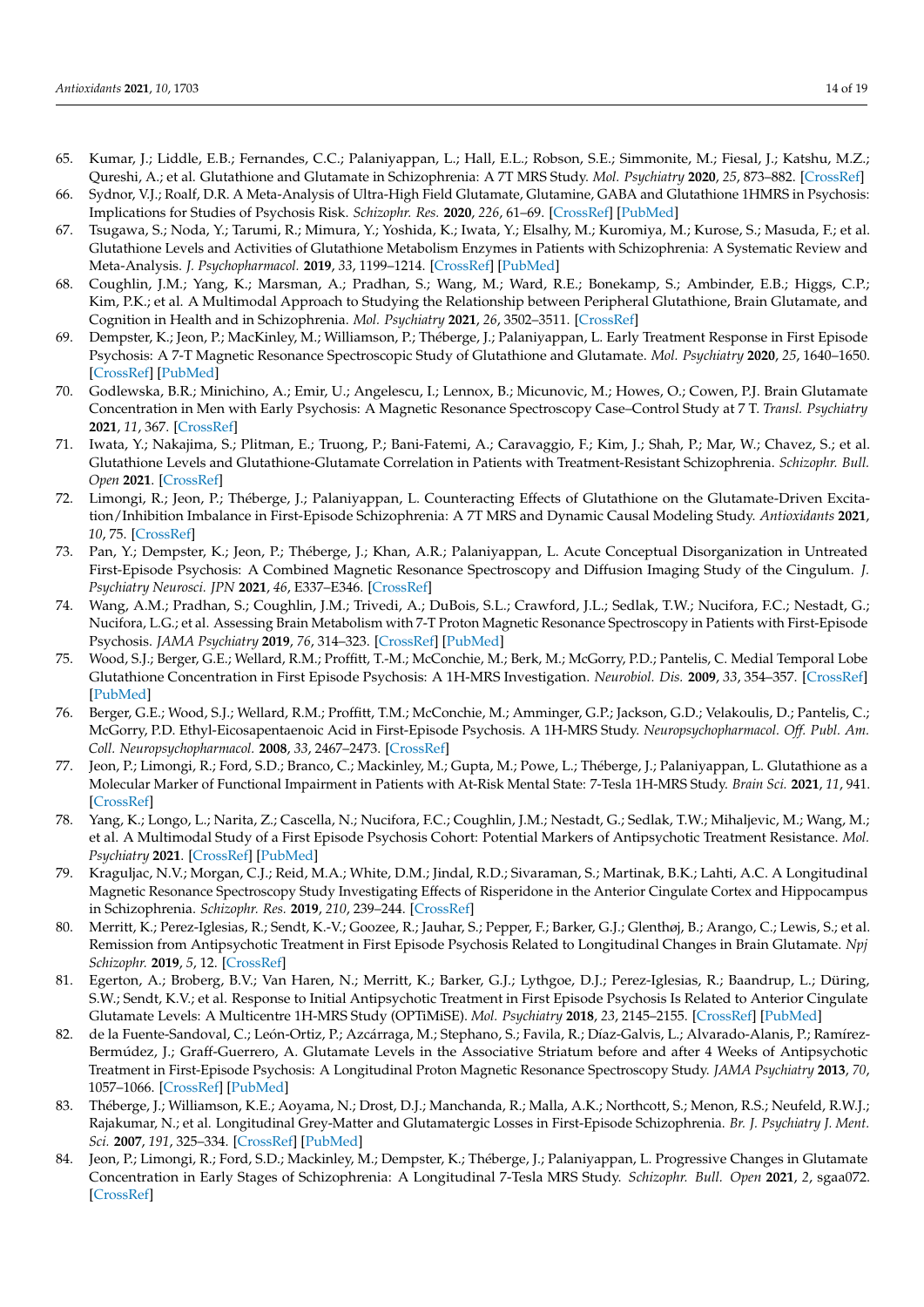65. Kumar, J.; Liddle, E.B.; Fernandes, C.C.; Palaniyappan, L.; Hall, E.L.; Robson, S.E.; Simmonite, M.; Fiesal, J.; Katshu, M.Z.; Qureshi, A.; et al. Glutathione and Glutamate in Schizophrenia: A 7T MRS Study. *Mol. Psychiatry* **2020**, *25*, 873–882. [CrossRef]
66. Sydnor, V.J.; Roalf, D.R. A Meta-Analysis of Ultra-High Field Glutamate, Glutamine, GABA and Glutathione 1HMRS in Psychosis: Implications for Studies of Psychosis Risk. *Schizophr. Res.* **2020**, *226*, 61–69. [CrossRef] [PubMed]
67. Tsugawa, S.; Noda, Y.; Tarumi, R.; Mimura, Y.; Yoshida, K.; Iwata, Y.; Elsalhy, M.; Kuromiya, M.; Kurose, S.; Masuda, F.; et al. Glutathione Levels and Activities of Glutathione Metabolism Enzymes in Patients with Schizophrenia: A Systematic Review and Meta-Analysis. *J. Psychopharmacol.* **2019**, *33*, 1199–1214. [CrossRef] [PubMed]
68. Coughlin, J.M.; Yang, K.; Marsman, A.; Pradhan, S.; Wang, M.; Ward, R.E.; Bonekamp, S.; Ambinder, E.B.; Higgs, C.P.; Kim, P.K.; et al. A Multimodal Approach to Studying the Relationship between Peripheral Glutathione, Brain Glutamate, and Cognition in Health and in Schizophrenia. *Mol. Psychiatry* **2021**, *26*, 3502–3511. [CrossRef]
69. Dempster, K.; Jeon, P.; MacKinley, M.; Williamson, P.; Théberge, J.; Palaniyappan, L. Early Treatment Response in First Episode Psychosis: A 7-T Magnetic Resonance Spectroscopic Study of Glutathione and Glutamate. *Mol. Psychiatry* **2020**, *25*, 1640–1650. [CrossRef] [PubMed]
70. Godlewska, B.R.; Minichino, A.; Emir, U.; Angelescu, I.; Lennox, B.; Micunovic, M.; Howes, O.; Cowen, P.J. Brain Glutamate Concentration in Men with Early Psychosis: A Magnetic Resonance Spectroscopy Case–Control Study at 7 T. *Transl. Psychiatry* **2021**, *11*, 367. [CrossRef]
71. Iwata, Y.; Nakajima, S.; Plitman, E.; Truong, P.; Bani-Fatemi, A.; Caravaggio, F.; Kim, J.; Shah, P.; Mar, W.; Chavez, S.; et al. Glutathione Levels and Glutathione-Glutamate Correlation in Patients with Treatment-Resistant Schizophrenia. *Schizophr. Bull. Open* **2021**. [CrossRef]
72. Limongi, R.; Jeon, P.; Théberge, J.; Palaniyappan, L. Counteracting Effects of Glutathione on the Glutamate-Driven Excitation/Inhibition Imbalance in First-Episode Schizophrenia: A 7T MRS and Dynamic Causal Modeling Study. *Antioxidants* **2021**, *10*, 75. [CrossRef]
73. Pan, Y.; Dempster, K.; Jeon, P.; Théberge, J.; Khan, A.R.; Palaniyappan, L. Acute Conceptual Disorganization in Untreated First-Episode Psychosis: A Combined Magnetic Resonance Spectroscopy and Diffusion Imaging Study of the Cingulum. *J. Psychiatry Neurosci. JPN* **2021**, *46*, E337–E346. [CrossRef]
74. Wang, A.M.; Pradhan, S.; Coughlin, J.M.; Trivedi, A.; DuBois, S.L.; Crawford, J.L.; Sedlak, T.W.; Nucifora, F.C.; Nestadt, G.; Nucifora, L.G.; et al. Assessing Brain Metabolism with 7-T Proton Magnetic Resonance Spectroscopy in Patients with First-Episode Psychosis. *JAMA Psychiatry* **2019**, *76*, 314–323. [CrossRef] [PubMed]
75. Wood, S.J.; Berger, G.E.; Wellard, R.M.; Proffitt, T.-M.; McConchie, M.; Berk, M.; McGorry, P.D.; Pantelis, C. Medial Temporal Lobe Glutathione Concentration in First Episode Psychosis: A 1H-MRS Investigation. *Neurobiol. Dis.* **2009**, *33*, 354–357. [CrossRef] [PubMed]
76. Berger, G.E.; Wood, S.J.; Wellard, R.M.; Proffitt, T.M.; McConchie, M.; Amminger, G.P.; Jackson, G.D.; Velakoulis, D.; Pantelis, C.; McGorry, P.D. Ethyl-Eicosapentaenoic Acid in First-Episode Psychosis. A 1H-MRS Study. *Neuropsychopharmacol. Off. Publ. Am. Coll. Neuropsychopharmacol.* **2008**, *33*, 2467–2473. [CrossRef]
77. Jeon, P.; Limongi, R.; Ford, S.D.; Branco, C.; Mackinley, M.; Gupta, M.; Powe, L.; Théberge, J.; Palaniyappan, L. Glutathione as a Molecular Marker of Functional Impairment in Patients with At-Risk Mental State: 7-Tesla 1H-MRS Study. *Brain Sci.* **2021**, *11*, 941. [CrossRef]
78. Yang, K.; Longo, L.; Narita, Z.; Cascella, N.; Nucifora, F.C.; Coughlin, J.M.; Nestadt, G.; Sedlak, T.W.; Mihaljevic, M.; Wang, M.; et al. A Multimodal Study of a First Episode Psychosis Cohort: Potential Markers of Antipsychotic Treatment Resistance. *Mol. Psychiatry* **2021**. [CrossRef] [PubMed]
79. Kraguljac, N.V.; Morgan, C.J.; Reid, M.A.; White, D.M.; Jindal, R.D.; Sivaraman, S.; Martinak, B.K.; Lahti, A.C. A Longitudinal Magnetic Resonance Spectroscopy Study Investigating Effects of Risperidone in the Anterior Cingulate Cortex and Hippocampus in Schizophrenia. *Schizophr. Res.* **2019**, *210*, 239–244. [CrossRef]
80. Merritt, K.; Perez-Iglesias, R.; Sendt, K.-V.; Goozee, R.; Jauhar, S.; Pepper, F.; Barker, G.J.; Glenthøj, B.; Arango, C.; Lewis, S.; et al. Remission from Antipsychotic Treatment in First Episode Psychosis Related to Longitudinal Changes in Brain Glutamate. *Npj Schizophr.* **2019**, *5*, 12. [CrossRef]
81. Egerton, A.; Broberg, B.V.; Van Haren, N.; Merritt, K.; Barker, G.J.; Lythgoe, D.J.; Perez-Iglesias, R.; Baandrup, L.; Düring, S.W.; Sendt, K.V.; et al. Response to Initial Antipsychotic Treatment in First Episode Psychosis Is Related to Anterior Cingulate Glutamate Levels: A Multicentre 1H-MRS Study (OPTiMiSE). *Mol. Psychiatry* **2018**, *23*, 2145–2155. [CrossRef] [PubMed]
82. de la Fuente-Sandoval, C.; León-Ortiz, P.; Azcárraga, M.; Stephano, S.; Favila, R.; Díaz-Galvis, L.; Alvarado-Alanis, P.; Ramírez-Bermúdez, J.; Graff-Guerrero, A. Glutamate Levels in the Associative Striatum before and after 4 Weeks of Antipsychotic Treatment in First-Episode Psychosis: A Longitudinal Proton Magnetic Resonance Spectroscopy Study. *JAMA Psychiatry* **2013**, *70*, 1057–1066. [CrossRef] [PubMed]
83. Théberge, J.; Williamson, K.E.; Aoyama, N.; Drost, D.J.; Manchanda, R.; Malla, A.K.; Northcott, S.; Menon, R.S.; Neufeld, R.W.J.; Rajakumar, N.; et al. Longitudinal Grey-Matter and Glutamatergic Losses in First-Episode Schizophrenia. *Br. J. Psychiatry J. Ment. Sci.* **2007**, *191*, 325–334. [CrossRef] [PubMed]
84. Jeon, P.; Limongi, R.; Ford, S.D.; Mackinley, M.; Dempster, K.; Théberge, J.; Palaniyappan, L. Progressive Changes in Glutamate Concentration in Early Stages of Schizophrenia: A Longitudinal 7-Tesla MRS Study. *Schizophr. Bull. Open* **2021**, *2*, sgaa072. [CrossRef]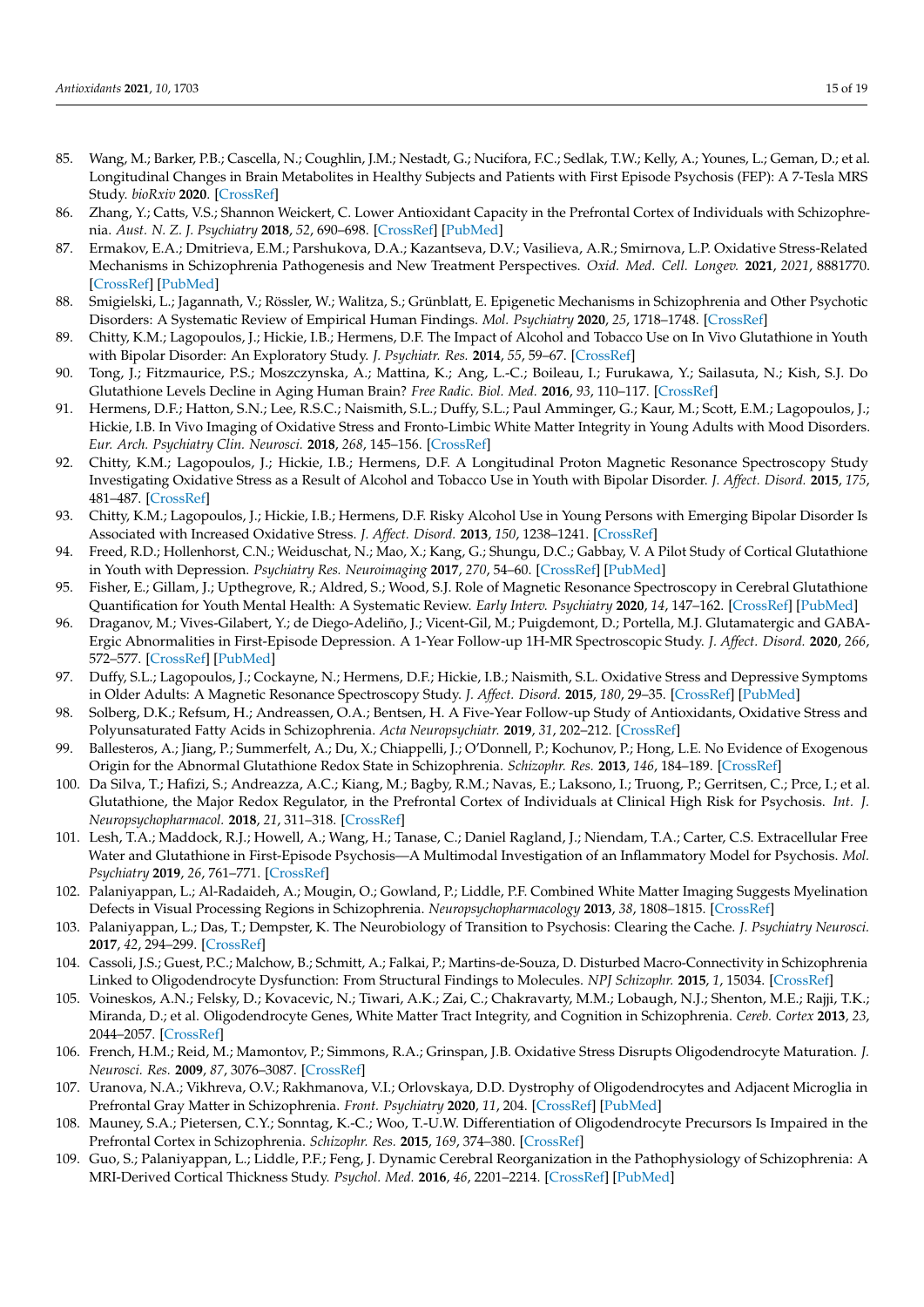85. Wang, M.; Barker, P.B.; Cascella, N.; Coughlin, J.M.; Nestadt, G.; Nucifora, F.C.; Sedlak, T.W.; Kelly, A.; Younes, L.; Geman, D.; et al. Longitudinal Changes in Brain Metabolites in Healthy Subjects and Patients with First Episode Psychosis (FEP): A 7-Tesla MRS Study. *bioRxiv* **2020**. [CrossRef]
86. Zhang, Y.; Catts, V.S.; Shannon Weickert, C. Lower Antioxidant Capacity in the Prefrontal Cortex of Individuals with Schizophrenia. *Aust. N. Z. J. Psychiatry* **2018**, *52*, 690–698. [CrossRef] [PubMed]
87. Ermakov, E.A.; Dmitrieva, E.M.; Parshukova, D.A.; Kazantseva, D.V.; Vasilieva, A.R.; Smirnova, L.P. Oxidative Stress-Related Mechanisms in Schizophrenia Pathogenesis and New Treatment Perspectives. *Oxid. Med. Cell. Longev.* **2021**, *2021*, 8881770. [CrossRef] [PubMed]
88. Smigielski, L.; Jagannath, V.; Rössler, W.; Walitza, S.; Grünblatt, E. Epigenetic Mechanisms in Schizophrenia and Other Psychotic Disorders: A Systematic Review of Empirical Human Findings. *Mol. Psychiatry* **2020**, *25*, 1718–1748. [CrossRef]
89. Chitty, K.M.; Lagopoulos, J.; Hickie, I.B.; Hermens, D.F. The Impact of Alcohol and Tobacco Use on In Vivo Glutathione in Youth with Bipolar Disorder: An Exploratory Study. *J. Psychiatr. Res.* **2014**, *55*, 59–67. [CrossRef]
90. Tong, J.; Fitzmaurice, P.S.; Moszczynska, A.; Mattina, K.; Ang, L.-C.; Boileau, I.; Furukawa, Y.; Sailasuta, N.; Kish, S.J. Do Glutathione Levels Decline in Aging Human Brain? *Free Radic. Biol. Med.* **2016**, *93*, 110–117. [CrossRef]
91. Hermens, D.F.; Hatton, S.N.; Lee, R.S.C.; Naismith, S.L.; Duffy, S.L.; Paul Amminger, G.; Kaur, M.; Scott, E.M.; Lagopoulos, J.; Hickie, I.B. In Vivo Imaging of Oxidative Stress and Fronto-Limbic White Matter Integrity in Young Adults with Mood Disorders. *Eur. Arch. Psychiatry Clin. Neurosci.* **2018**, *268*, 145–156. [CrossRef]
92. Chitty, K.M.; Lagopoulos, J.; Hickie, I.B.; Hermens, D.F. A Longitudinal Proton Magnetic Resonance Spectroscopy Study Investigating Oxidative Stress as a Result of Alcohol and Tobacco Use in Youth with Bipolar Disorder. *J. Affect. Disord.* **2015**, *175*, 481–487. [CrossRef]
93. Chitty, K.M.; Lagopoulos, J.; Hickie, I.B.; Hermens, D.F. Risky Alcohol Use in Young Persons with Emerging Bipolar Disorder Is Associated with Increased Oxidative Stress. *J. Affect. Disord.* **2013**, *150*, 1238–1241. [CrossRef]
94. Freed, R.D.; Hollenhorst, C.N.; Weiduschat, N.; Mao, X.; Kang, G.; Shungu, D.C.; Gabbay, V. A Pilot Study of Cortical Glutathione in Youth with Depression. *Psychiatry Res. Neuroimaging* **2017**, *270*, 54–60. [CrossRef] [PubMed]
95. Fisher, E.; Gillam, J.; Upthegrove, R.; Aldred, S.; Wood, S.J. Role of Magnetic Resonance Spectroscopy in Cerebral Glutathione Quantification for Youth Mental Health: A Systematic Review. *Early Interv. Psychiatry* **2020**, *14*, 147–162. [CrossRef] [PubMed]
96. Draganov, M.; Vives-Gilabert, Y.; de Diego-Adeliño, J.; Vicent-Gil, M.; Puigdemont, D.; Portella, M.J. Glutamatergic and GABA-Ergic Abnormalities in First-Episode Depression. A 1-Year Follow-up 1H-MR Spectroscopic Study. *J. Affect. Disord.* **2020**, *266*, 572–577. [CrossRef] [PubMed]
97. Duffy, S.L.; Lagopoulos, J.; Cockayne, N.; Hermens, D.F.; Hickie, I.B.; Naismith, S.L. Oxidative Stress and Depressive Symptoms in Older Adults: A Magnetic Resonance Spectroscopy Study. *J. Affect. Disord.* **2015**, *180*, 29–35. [CrossRef] [PubMed]
98. Solberg, D.K.; Refsum, H.; Andreassen, O.A.; Bentsen, H. A Five-Year Follow-up Study of Antioxidants, Oxidative Stress and Polyunsaturated Fatty Acids in Schizophrenia. *Acta Neuropsychiatr.* **2019**, *31*, 202–212. [CrossRef]
99. Ballesteros, A.; Jiang, P.; Summerfelt, A.; Du, X.; Chiappelli, J.; O'Donnell, P.; Kochunov, P.; Hong, L.E. No Evidence of Exogenous Origin for the Abnormal Glutathione Redox State in Schizophrenia. *Schizophr. Res.* **2013**, *146*, 184–189. [CrossRef]
100. Da Silva, T.; Hafizi, S.; Andreazza, A.C.; Kiang, M.; Bagby, R.M.; Navas, E.; Laksono, I.; Truong, P.; Gerritsen, C.; Prce, I.; et al. Glutathione, the Major Redox Regulator, in the Prefrontal Cortex of Individuals at Clinical High Risk for Psychosis. *Int. J. Neuropsychopharmacol.* **2018**, *21*, 311–318. [CrossRef]
101. Lesh, T.A.; Maddock, R.J.; Howell, A.; Wang, H.; Tanase, C.; Daniel Ragland, J.; Niendam, T.A.; Carter, C.S. Extracellular Free Water and Glutathione in First-Episode Psychosis—A Multimodal Investigation of an Inflammatory Model for Psychosis. *Mol. Psychiatry* **2019**, *26*, 761–771. [CrossRef]
102. Palaniyappan, L.; Al-Radaideh, A.; Mougin, O.; Gowland, P.; Liddle, P.F. Combined White Matter Imaging Suggests Myelination Defects in Visual Processing Regions in Schizophrenia. *Neuropsychopharmacology* **2013**, *38*, 1808–1815. [CrossRef]
103. Palaniyappan, L.; Das, T.; Dempster, K. The Neurobiology of Transition to Psychosis: Clearing the Cache. *J. Psychiatry Neurosci.* **2017**, *42*, 294–299. [CrossRef]
104. Cassoli, J.S.; Guest, P.C.; Malchow, B.; Schmitt, A.; Falkai, P.; Martins-de-Souza, D. Disturbed Macro-Connectivity in Schizophrenia Linked to Oligodendrocyte Dysfunction: From Structural Findings to Molecules. *NPJ Schizophr.* **2015**, *1*, 15034. [CrossRef]
105. Voineskos, A.N.; Felsky, D.; Kovacevic, N.; Tiwari, A.K.; Zai, C.; Chakravarty, M.M.; Lobaugh, N.J.; Shenton, M.E.; Rajji, T.K.; Miranda, D.; et al. Oligodendrocyte Genes, White Matter Tract Integrity, and Cognition in Schizophrenia. *Cereb. Cortex* **2013**, *23*, 2044–2057. [CrossRef]
106. French, H.M.; Reid, M.; Mamontov, P.; Simmons, R.A.; Grinspan, J.B. Oxidative Stress Disrupts Oligodendrocyte Maturation. *J. Neurosci. Res.* **2009**, *87*, 3076–3087. [CrossRef]
107. Uranova, N.A.; Vikhreva, O.V.; Rakhmanova, V.I.; Orlovskaya, D.D. Dystrophy of Oligodendrocytes and Adjacent Microglia in Prefrontal Gray Matter in Schizophrenia. *Front. Psychiatry* **2020**, *11*, 204. [CrossRef] [PubMed]
108. Mauney, S.A.; Pietersen, C.Y.; Sonntag, K.-C.; Woo, T.-U.W. Differentiation of Oligodendrocyte Precursors Is Impaired in the Prefrontal Cortex in Schizophrenia. *Schizophr. Res.* **2015**, *169*, 374–380. [CrossRef]
109. Guo, S.; Palaniyappan, L.; Liddle, P.F.; Feng, J. Dynamic Cerebral Reorganization in the Pathophysiology of Schizophrenia: A MRI-Derived Cortical Thickness Study. *Psychol. Med.* **2016**, *46*, 2201–2214. [CrossRef] [PubMed]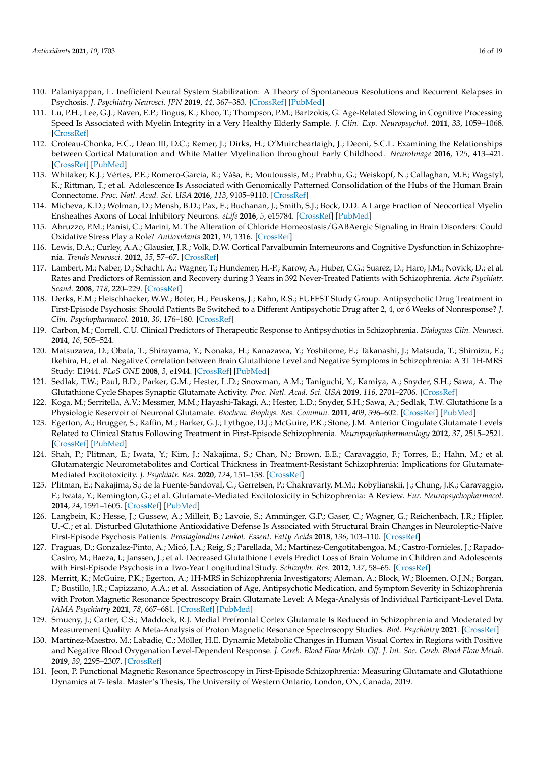110. Palaniyappan, L. Inefficient Neural System Stabilization: A Theory of Spontaneous Resolutions and Recurrent Relapses in Psychosis. *J. Psychiatry Neurosci. JPN* **2019**, *44*, 367–383. [CrossRef] [PubMed]
111. Lu, P.H.; Lee, G.J.; Raven, E.P.; Tingus, K.; Khoo, T.; Thompson, P.M.; Bartzokis, G. Age-Related Slowing in Cognitive Processing Speed Is Associated with Myelin Integrity in a Very Healthy Elderly Sample. *J. Clin. Exp. Neuropsychol.* **2011**, *33*, 1059–1068. [CrossRef]
112. Croteau-Chonka, E.C.; Dean III, D.C.; Remer, J.; Dirks, H.; O'Muircheartaigh, J.; Deoni, S.C.L. Examining the Relationships between Cortical Maturation and White Matter Myelination throughout Early Childhood. *NeuroImage* **2016**, *125*, 413–421. [CrossRef] [PubMed]
113. Whitaker, K.J.; Vértes, P.E.; Romero-Garcia, R.; Váša, F.; Moutoussis, M.; Prabhu, G.; Weiskopf, N.; Callaghan, M.F.; Wagstyl, K.; Rittman, T.; et al. Adolescence Is Associated with Genomically Patterned Consolidation of the Hubs of the Human Brain Connectome. *Proc. Natl. Acad. Sci. USA* **2016**, *113*, 9105–9110. [CrossRef]
114. Micheva, K.D.; Wolman, D.; Mensh, B.D.; Pax, E.; Buchanan, J.; Smith, S.J.; Bock, D.D. A Large Fraction of Neocortical Myelin Ensheathes Axons of Local Inhibitory Neurons. *eLife* **2016**, *5*, e15784. [CrossRef] [PubMed]
115. Abruzzo, P.M.; Panisi, C.; Marini, M. The Alteration of Chloride Homeostasis/GABAergic Signaling in Brain Disorders: Could Oxidative Stress Play a Role? *Antioxidants* **2021**, *10*, 1316. [CrossRef]
116. Lewis, D.A.; Curley, A.A.; Glausier, J.R.; Volk, D.W. Cortical Parvalbumin Interneurons and Cognitive Dysfunction in Schizophrenia. *Trends Neurosci.* **2012**, *35*, 57–67. [CrossRef]
117. Lambert, M.; Naber, D.; Schacht, A.; Wagner, T.; Hundemer, H.-P.; Karow, A.; Huber, C.G.; Suarez, D.; Haro, J.M.; Novick, D.; et al. Rates and Predictors of Remission and Recovery during 3 Years in 392 Never-Treated Patients with Schizophrenia. *Acta Psychiatr. Scand.* **2008**, *118*, 220–229. [CrossRef]
118. Derks, E.M.; Fleischhacker, W.W.; Boter, H.; Peuskens, J.; Kahn, R.S.; EUFEST Study Group. Antipsychotic Drug Treatment in First-Episode Psychosis: Should Patients Be Switched to a Different Antipsychotic Drug after 2, 4, or 6 Weeks of Nonresponse? *J. Clin. Psychopharmacol.* **2010**, *30*, 176–180. [CrossRef]
119. Carbon, M.; Correll, C.U. Clinical Predictors of Therapeutic Response to Antipsychotics in Schizophrenia. *Dialogues Clin. Neurosci.* **2014**, *16*, 505–524.
120. Matsuzawa, D.; Obata, T.; Shirayama, Y.; Nonaka, H.; Kanazawa, Y.; Yoshitome, E.; Takanashi, J.; Matsuda, T.; Shimizu, E.; Ikehira, H.; et al. Negative Correlation between Brain Glutathione Level and Negative Symptoms in Schizophrenia: A 3T 1H-MRS Study: E1944. *PLoS ONE* **2008**, *3*, e1944. [CrossRef] [PubMed]
121. Sedlak, T.W.; Paul, B.D.; Parker, G.M.; Hester, L.D.; Snowman, A.M.; Taniguchi, Y.; Kamiya, A.; Snyder, S.H.; Sawa, A. The Glutathione Cycle Shapes Synaptic Glutamate Activity. *Proc. Natl. Acad. Sci. USA* **2019**, *116*, 2701–2706. [CrossRef]
122. Koga, M.; Serritella, A.V.; Messmer, M.M.; Hayashi-Takagi, A.; Hester, L.D.; Snyder, S.H.; Sawa, A.; Sedlak, T.W. Glutathione Is a Physiologic Reservoir of Neuronal Glutamate. *Biochem. Biophys. Res. Commun.* **2011**, *409*, 596–602. [CrossRef] [PubMed]
123. Egerton, A.; Brugger, S.; Raffin, M.; Barker, G.J.; Lythgoe, D.J.; McGuire, P.K.; Stone, J.M. Anterior Cingulate Glutamate Levels Related to Clinical Status Following Treatment in First-Episode Schizophrenia. *Neuropsychopharmacology* **2012**, *37*, 2515–2521. [CrossRef] [PubMed]
124. Shah, P.; Plitman, E.; Iwata, Y.; Kim, J.; Nakajima, S.; Chan, N.; Brown, E.E.; Caravaggio, F.; Torres, E.; Hahn, M.; et al. Glutamatergic Neurometabolites and Cortical Thickness in Treatment-Resistant Schizophrenia: Implications for Glutamate-Mediated Excitotoxicity. *J. Psychiatr. Res.* **2020**, *124*, 151–158. [CrossRef]
125. Plitman, E.; Nakajima, S.; de la Fuente-Sandoval, C.; Gerretsen, P.; Chakravarty, M.M.; Kobylianskii, J.; Chung, J.K.; Caravaggio, F.; Iwata, Y.; Remington, G.; et al. Glutamate-Mediated Excitotoxicity in Schizophrenia: A Review. *Eur. Neuropsychopharmacol.* **2014**, *24*, 1591–1605. [CrossRef] [PubMed]
126. Langbein, K.; Hesse, J.; Gussew, A.; Milleit, B.; Lavoie, S.; Amminger, G.P.; Gaser, C.; Wagner, G.; Reichenbach, J.R.; Hipler, U.-C.; et al. Disturbed Glutathione Antioxidative Defense Is Associated with Structural Brain Changes in Neuroleptic-Naïve First-Episode Psychosis Patients. *Prostaglandins Leukot. Essent. Fatty Acids* **2018**, *136*, 103–110. [CrossRef]
127. Fraguas, D.; Gonzalez-Pinto, A.; Micó, J.A.; Reig, S.; Parellada, M.; Martínez-Cengotitabengoa, M.; Castro-Fornieles, J.; Rapado-Castro, M.; Baeza, I.; Janssen, J.; et al. Decreased Glutathione Levels Predict Loss of Brain Volume in Children and Adolescents with First-Episode Psychosis in a Two-Year Longitudinal Study. *Schizophr. Res.* **2012**, *137*, 58–65. [CrossRef]
128. Merritt, K.; McGuire, P.K.; Egerton, A.; 1H-MRS in Schizophrenia Investigators; Aleman, A.; Block, W.; Bloemen, O.J.N.; Borgan, F.; Bustillo, J.R.; Capizzano, A.A.; et al. Association of Age, Antipsychotic Medication, and Symptom Severity in Schizophrenia with Proton Magnetic Resonance Spectroscopy Brain Glutamate Level: A Mega-Analysis of Individual Participant-Level Data. *JAMA Psychiatry* **2021**, *78*, 667–681. [CrossRef] [PubMed]
129. Smucny, J.; Carter, C.S.; Maddock, R.J. Medial Prefrontal Cortex Glutamate Is Reduced in Schizophrenia and Moderated by Measurement Quality: A Meta-Analysis of Proton Magnetic Resonance Spectroscopy Studies. *Biol. Psychiatry* **2021**. [CrossRef]
130. Martínez-Maestro, M.; Labadie, C.; Möller, H.E. Dynamic Metabolic Changes in Human Visual Cortex in Regions with Positive and Negative Blood Oxygenation Level-Dependent Response. *J. Cereb. Blood Flow Metab. Off. J. Int. Soc. Cereb. Blood Flow Metab.* **2019**, *39*, 2295–2307. [CrossRef]
131. Jeon, P. Functional Magnetic Resonance Spectroscopy in First-Episode Schizophrenia: Measuring Glutamate and Glutathione Dynamics at 7-Tesla. Master's Thesis, The University of Western Ontario, London, ON, Canada, 2019.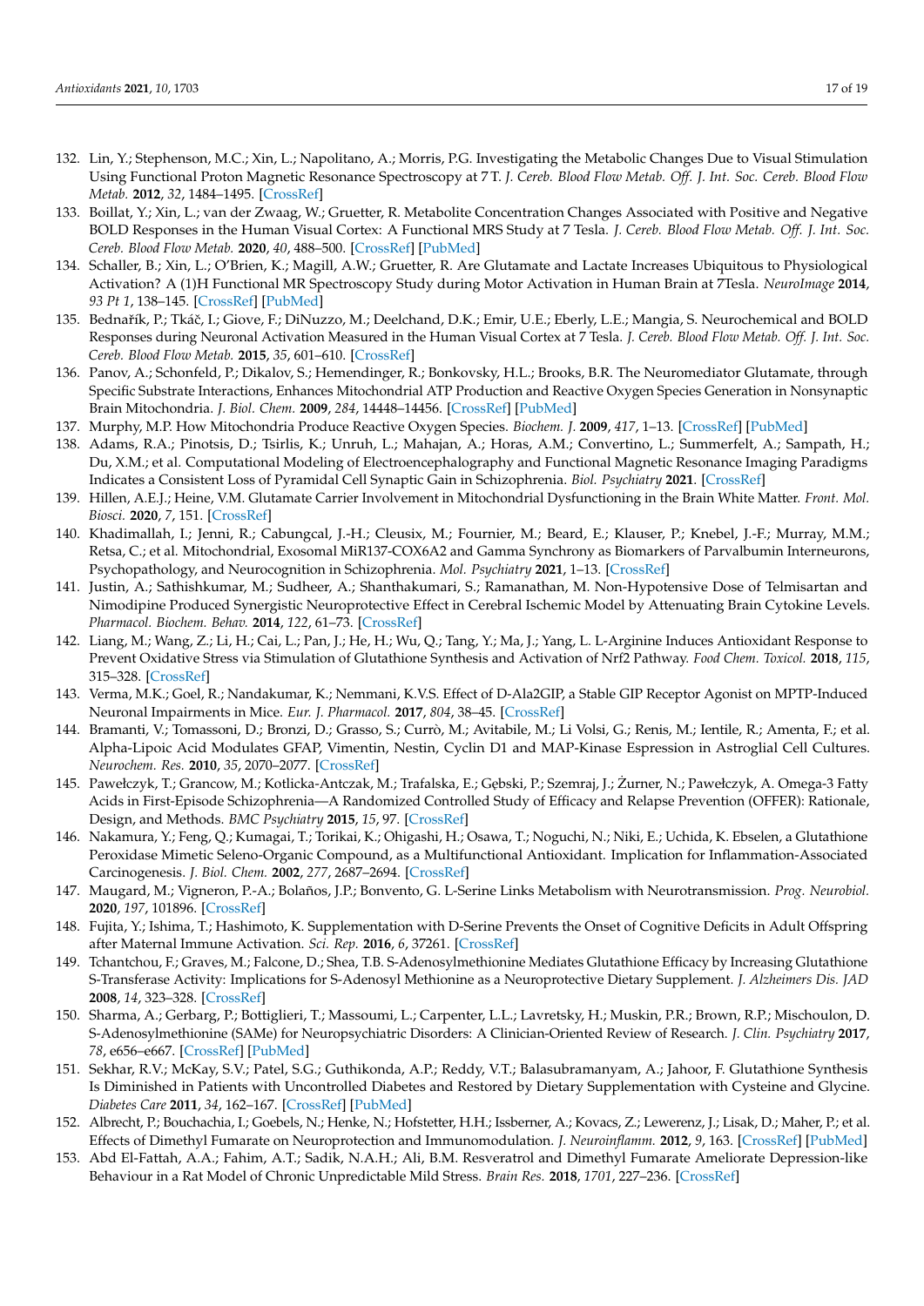132. Lin, Y.; Stephenson, M.C.; Xin, L.; Napolitano, A.; Morris, P.G. Investigating the Metabolic Changes Due to Visual Stimulation Using Functional Proton Magnetic Resonance Spectroscopy at 7 T. *J. Cereb. Blood Flow Metab. Off. J. Int. Soc. Cereb. Blood Flow Metab.* **2012**, *32*, 1484–1495. [CrossRef]
133. Boillat, Y.; Xin, L.; van der Zwaag, W.; Gruetter, R. Metabolite Concentration Changes Associated with Positive and Negative BOLD Responses in the Human Visual Cortex: A Functional MRS Study at 7 Tesla. *J. Cereb. Blood Flow Metab. Off. J. Int. Soc. Cereb. Blood Flow Metab.* **2020**, *40*, 488–500. [CrossRef] [PubMed]
134. Schaller, B.; Xin, L.; O'Brien, K.; Magill, A.W.; Gruetter, R. Are Glutamate and Lactate Increases Ubiquitous to Physiological Activation? A (1)H Functional MR Spectroscopy Study during Motor Activation in Human Brain at 7Tesla. *NeuroImage* **2014**, *93 Pt 1*, 138–145. [CrossRef] [PubMed]
135. Bednařík, P.; Tkáč, I.; Giove, F.; DiNuzzo, M.; Deelchand, D.K.; Emir, U.E.; Eberly, L.E.; Mangia, S. Neurochemical and BOLD Responses during Neuronal Activation Measured in the Human Visual Cortex at 7 Tesla. *J. Cereb. Blood Flow Metab. Off. J. Int. Soc. Cereb. Blood Flow Metab.* **2015**, *35*, 601–610. [CrossRef]
136. Panov, A.; Schonfeld, P.; Dikalov, S.; Hemendinger, R.; Bonkovsky, H.L.; Brooks, B.R. The Neuromediator Glutamate, through Specific Substrate Interactions, Enhances Mitochondrial ATP Production and Reactive Oxygen Species Generation in Nonsynaptic Brain Mitochondria. *J. Biol. Chem.* **2009**, *284*, 14448–14456. [CrossRef] [PubMed]
137. Murphy, M.P. How Mitochondria Produce Reactive Oxygen Species. *Biochem. J.* **2009**, *417*, 1–13. [CrossRef] [PubMed]
138. Adams, R.A.; Pinotsis, D.; Tsirlis, K.; Unruh, L.; Mahajan, A.; Horas, A.M.; Convertino, L.; Summerfelt, A.; Sampath, H.; Du, X.M.; et al. Computational Modeling of Electroencephalography and Functional Magnetic Resonance Imaging Paradigms Indicates a Consistent Loss of Pyramidal Cell Synaptic Gain in Schizophrenia. *Biol. Psychiatry* **2021**. [CrossRef]
139. Hillen, A.E.J.; Heine, V.M. Glutamate Carrier Involvement in Mitochondrial Dysfunctioning in the Brain White Matter. *Front. Mol. Biosci.* **2020**, *7*, 151. [CrossRef]
140. Khadimallah, I.; Jenni, R.; Cabungcal, J.-H.; Cleusix, M.; Fournier, M.; Beard, E.; Klauser, P.; Knebel, J.-F.; Murray, M.M.; Retsa, C.; et al. Mitochondrial, Exosomal MiR137-COX6A2 and Gamma Synchrony as Biomarkers of Parvalbumin Interneurons, Psychopathology, and Neurocognition in Schizophrenia. *Mol. Psychiatry* **2021**, 1–13. [CrossRef]
141. Justin, A.; Sathishkumar, M.; Sudheer, A.; Shanthakumari, S.; Ramanathan, M. Non-Hypotensive Dose of Telmisartan and Nimodipine Produced Synergistic Neuroprotective Effect in Cerebral Ischemic Model by Attenuating Brain Cytokine Levels. *Pharmacol. Biochem. Behav.* **2014**, *122*, 61–73. [CrossRef]
142. Liang, M.; Wang, Z.; Li, H.; Cai, L.; Pan, J.; He, H.; Wu, Q.; Tang, Y.; Ma, J.; Yang, L. L-Arginine Induces Antioxidant Response to Prevent Oxidative Stress via Stimulation of Glutathione Synthesis and Activation of Nrf2 Pathway. *Food Chem. Toxicol.* **2018**, *115*, 315–328. [CrossRef]
143. Verma, M.K.; Goel, R.; Nandakumar, K.; Nemmani, K.V.S. Effect of D-Ala2GIP, a Stable GIP Receptor Agonist on MPTP-Induced Neuronal Impairments in Mice. *Eur. J. Pharmacol.* **2017**, *804*, 38–45. [CrossRef]
144. Bramanti, V.; Tomassoni, D.; Bronzi, D.; Grasso, S.; Currò, M.; Avitabile, M.; Li Volsi, G.; Renis, M.; Ientile, R.; Amenta, F.; et al. Alpha-Lipoic Acid Modulates GFAP, Vimentin, Nestin, Cyclin D1 and MAP-Kinase Espression in Astroglial Cell Cultures. *Neurochem. Res.* **2010**, *35*, 2070–2077. [CrossRef]
145. Pawełczyk, T.; Grancow, M.; Kotlicka-Antczak, M.; Trafalska, E.; Gębski, P.; Szemraj, J.; Żurner, N.; Pawełczyk, A. Omega-3 Fatty Acids in First-Episode Schizophrenia—A Randomized Controlled Study of Efficacy and Relapse Prevention (OFFER): Rationale, Design, and Methods. *BMC Psychiatry* **2015**, *15*, 97. [CrossRef]
146. Nakamura, Y.; Feng, Q.; Kumagai, T.; Torikai, K.; Ohigashi, H.; Osawa, T.; Noguchi, N.; Niki, E.; Uchida, K. Ebselen, a Glutathione Peroxidase Mimetic Seleno-Organic Compound, as a Multifunctional Antioxidant. Implication for Inflammation-Associated Carcinogenesis. *J. Biol. Chem.* **2002**, *277*, 2687–2694. [CrossRef]
147. Maugard, M.; Vigneron, P.-A.; Bolaños, J.P.; Bonvento, G. L-Serine Links Metabolism with Neurotransmission. *Prog. Neurobiol.* **2020**, *197*, 101896. [CrossRef]
148. Fujita, Y.; Ishima, T.; Hashimoto, K. Supplementation with D-Serine Prevents the Onset of Cognitive Deficits in Adult Offspring after Maternal Immune Activation. *Sci. Rep.* **2016**, *6*, 37261. [CrossRef]
149. Tchantchou, F.; Graves, M.; Falcone, D.; Shea, T.B. S-Adenosylmethionine Mediates Glutathione Efficacy by Increasing Glutathione S-Transferase Activity: Implications for S-Adenosyl Methionine as a Neuroprotective Dietary Supplement. *J. Alzheimers Dis. JAD* **2008**, *14*, 323–328. [CrossRef]
150. Sharma, A.; Gerbarg, P.; Bottiglieri, T.; Massoumi, L.; Carpenter, L.L.; Lavretsky, H.; Muskin, P.R.; Brown, R.P.; Mischoulon, D. S-Adenosylmethionine (SAMe) for Neuropsychiatric Disorders: A Clinician-Oriented Review of Research. *J. Clin. Psychiatry* **2017**, *78*, e656–e667. [CrossRef] [PubMed]
151. Sekhar, R.V.; McKay, S.V.; Patel, S.G.; Guthikonda, A.P.; Reddy, V.T.; Balasubramanyam, A.; Jahoor, F. Glutathione Synthesis Is Diminished in Patients with Uncontrolled Diabetes and Restored by Dietary Supplementation with Cysteine and Glycine. *Diabetes Care* **2011**, *34*, 162–167. [CrossRef] [PubMed]
152. Albrecht, P.; Bouchachia, I.; Goebels, N.; Henke, N.; Hofstetter, H.H.; Issberner, A.; Kovacs, Z.; Lewerenz, J.; Lisak, D.; Maher, P.; et al. Effects of Dimethyl Fumarate on Neuroprotection and Immunomodulation. *J. Neuroinflamm.* **2012**, *9*, 163. [CrossRef] [PubMed]
153. Abd El-Fattah, A.A.; Fahim, A.T.; Sadik, N.A.H.; Ali, B.M. Resveratrol and Dimethyl Fumarate Ameliorate Depression-like Behaviour in a Rat Model of Chronic Unpredictable Mild Stress. *Brain Res.* **2018**, *1701*, 227–236. [CrossRef]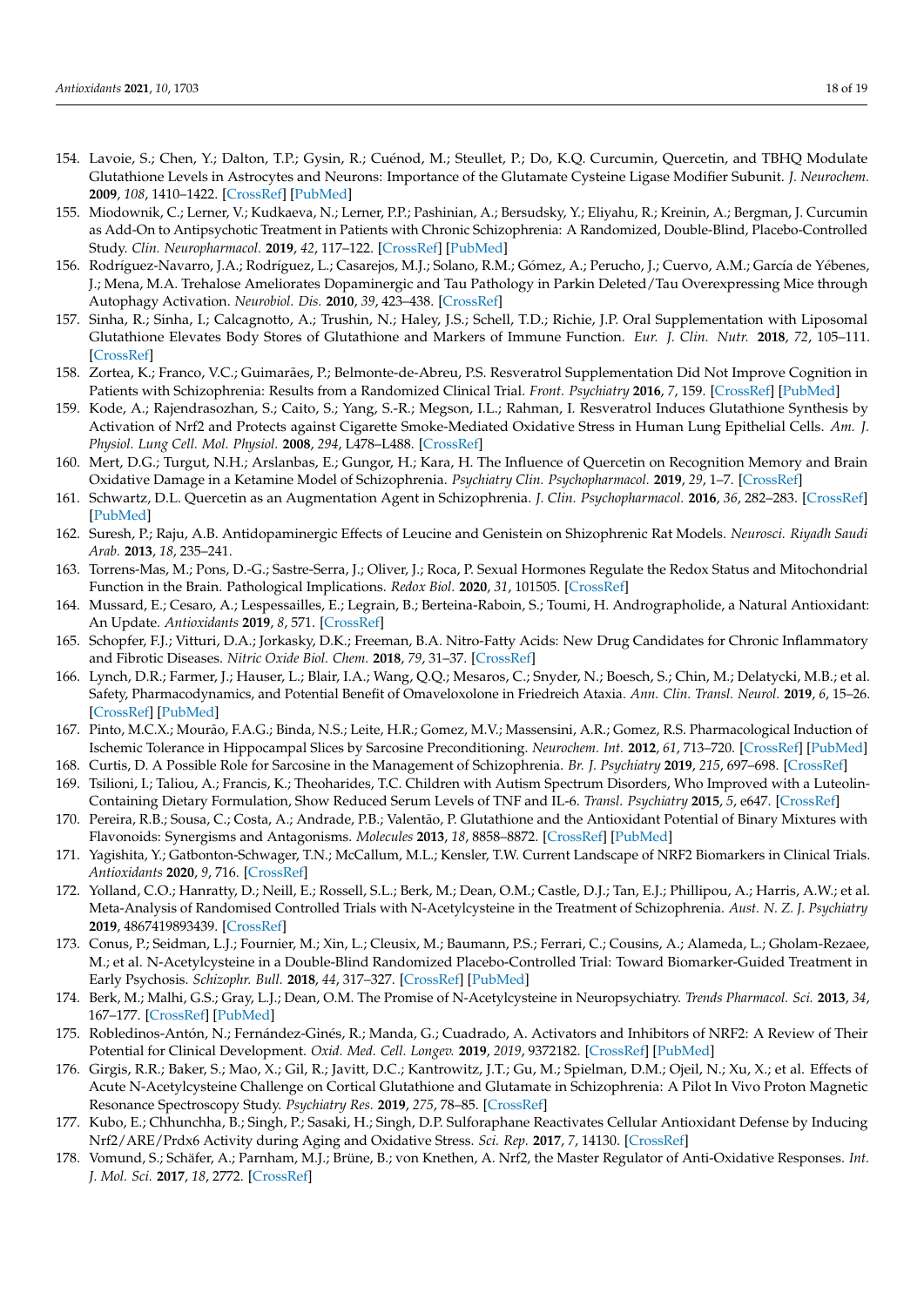154. Lavoie, S.; Chen, Y.; Dalton, T.P.; Gysin, R.; Cuénod, M.; Steullet, P.; Do, K.Q. Curcumin, Quercetin, and TBHQ Modulate Glutathione Levels in Astrocytes and Neurons: Importance of the Glutamate Cysteine Ligase Modifier Subunit. *J. Neurochem.* **2009**, *108*, 1410–1422. [CrossRef] [PubMed]
155. Miodownik, C.; Lerner, V.; Kudkaeva, N.; Lerner, P.P.; Pashinian, A.; Bersudsky, Y.; Eliyahu, R.; Kreinin, A.; Bergman, J. Curcumin as Add-On to Antipsychotic Treatment in Patients with Chronic Schizophrenia: A Randomized, Double-Blind, Placebo-Controlled Study. *Clin. Neuropharmacol.* **2019**, *42*, 117–122. [CrossRef] [PubMed]
156. Rodríguez-Navarro, J.A.; Rodríguez, L.; Casarejos, M.J.; Solano, R.M.; Gómez, A.; Perucho, J.; Cuervo, A.M.; García de Yébenes, J.; Mena, M.A. Trehalose Ameliorates Dopaminergic and Tau Pathology in Parkin Deleted/Tau Overexpressing Mice through Autophagy Activation. *Neurobiol. Dis.* **2010**, *39*, 423–438. [CrossRef]
157. Sinha, R.; Sinha, I.; Calcagnotto, A.; Trushin, N.; Haley, J.S.; Schell, T.D.; Richie, J.P. Oral Supplementation with Liposomal Glutathione Elevates Body Stores of Glutathione and Markers of Immune Function. *Eur. J. Clin. Nutr.* **2018**, *72*, 105–111. [CrossRef]
158. Zortea, K.; Franco, V.C.; Guimarães, P.; Belmonte-de-Abreu, P.S. Resveratrol Supplementation Did Not Improve Cognition in Patients with Schizophrenia: Results from a Randomized Clinical Trial. *Front. Psychiatry* **2016**, *7*, 159. [CrossRef] [PubMed]
159. Kode, A.; Rajendrasozhan, S.; Caito, S.; Yang, S.-R.; Megson, I.L.; Rahman, I. Resveratrol Induces Glutathione Synthesis by Activation of Nrf2 and Protects against Cigarette Smoke-Mediated Oxidative Stress in Human Lung Epithelial Cells. *Am. J. Physiol. Lung Cell. Mol. Physiol.* **2008**, *294*, L478–L488. [CrossRef]
160. Mert, D.G.; Turgut, N.H.; Arslanbas, E.; Gungor, H.; Kara, H. The Influence of Quercetin on Recognition Memory and Brain Oxidative Damage in a Ketamine Model of Schizophrenia. *Psychiatry Clin. Psychopharmacol.* **2019**, *29*, 1–7. [CrossRef]
161. Schwartz, D.L. Quercetin as an Augmentation Agent in Schizophrenia. *J. Clin. Psychopharmacol.* **2016**, *36*, 282–283. [CrossRef] [PubMed]
162. Suresh, P.; Raju, A.B. Antidopaminergic Effects of Leucine and Genistein on Shizophrenic Rat Models. *Neurosci. Riyadh Saudi Arab.* **2013**, *18*, 235–241.
163. Torrens-Mas, M.; Pons, D.-G.; Sastre-Serra, J.; Oliver, J.; Roca, P. Sexual Hormones Regulate the Redox Status and Mitochondrial Function in the Brain. Pathological Implications. *Redox Biol.* **2020**, *31*, 101505. [CrossRef]
164. Mussard, E.; Cesaro, A.; Lespessailles, E.; Legrain, B.; Berteina-Raboin, S.; Toumi, H. Andrographolide, a Natural Antioxidant: An Update. *Antioxidants* **2019**, *8*, 571. [CrossRef]
165. Schopfer, F.J.; Vitturi, D.A.; Jorkasky, D.K.; Freeman, B.A. Nitro-Fatty Acids: New Drug Candidates for Chronic Inflammatory and Fibrotic Diseases. *Nitric Oxide Biol. Chem.* **2018**, *79*, 31–37. [CrossRef]
166. Lynch, D.R.; Farmer, J.; Hauser, L.; Blair, I.A.; Wang, Q.Q.; Mesaros, C.; Snyder, N.; Boesch, S.; Chin, M.; Delatycki, M.B.; et al. Safety, Pharmacodynamics, and Potential Benefit of Omaveloxolone in Friedreich Ataxia. *Ann. Clin. Transl. Neurol.* **2019**, *6*, 15–26. [CrossRef] [PubMed]
167. Pinto, M.C.X.; Mourão, F.A.G.; Binda, N.S.; Leite, H.R.; Gomez, M.V.; Massensini, A.R.; Gomez, R.S. Pharmacological Induction of Ischemic Tolerance in Hippocampal Slices by Sarcosine Preconditioning. *Neurochem. Int.* **2012**, *61*, 713–720. [CrossRef] [PubMed]
168. Curtis, D. A Possible Role for Sarcosine in the Management of Schizophrenia. *Br. J. Psychiatry* **2019**, *215*, 697–698. [CrossRef]
169. Tsilioni, I.; Taliou, A.; Francis, K.; Theoharides, T.C. Children with Autism Spectrum Disorders, Who Improved with a Luteolin-Containing Dietary Formulation, Show Reduced Serum Levels of TNF and IL-6. *Transl. Psychiatry* **2015**, *5*, e647. [CrossRef]
170. Pereira, R.B.; Sousa, C.; Costa, A.; Andrade, P.B.; Valentão, P. Glutathione and the Antioxidant Potential of Binary Mixtures with Flavonoids: Synergisms and Antagonisms. *Molecules* **2013**, *18*, 8858–8872. [CrossRef] [PubMed]
171. Yagishita, Y.; Gatbonton-Schwager, T.N.; McCallum, M.L.; Kensler, T.W. Current Landscape of NRF2 Biomarkers in Clinical Trials. *Antioxidants* **2020**, *9*, 716. [CrossRef]
172. Yolland, C.O.; Hanratty, D.; Neill, E.; Rossell, S.L.; Berk, M.; Dean, O.M.; Castle, D.J.; Tan, E.J.; Phillipou, A.; Harris, A.W.; et al. Meta-Analysis of Randomised Controlled Trials with N-Acetylcysteine in the Treatment of Schizophrenia. *Aust. N. Z. J. Psychiatry* **2019**, 4867419893439. [CrossRef]
173. Conus, P.; Seidman, L.J.; Fournier, M.; Xin, L.; Cleusix, M.; Baumann, P.S.; Ferrari, C.; Cousins, A.; Alameda, L.; Gholam-Rezaee, M.; et al. N-Acetylcysteine in a Double-Blind Randomized Placebo-Controlled Trial: Toward Biomarker-Guided Treatment in Early Psychosis. *Schizophr. Bull.* **2018**, *44*, 317–327. [CrossRef] [PubMed]
174. Berk, M.; Malhi, G.S.; Gray, L.J.; Dean, O.M. The Promise of N-Acetylcysteine in Neuropsychiatry. *Trends Pharmacol. Sci.* **2013**, *34*, 167–177. [CrossRef] [PubMed]
175. Robledinos-Antón, N.; Fernández-Ginés, R.; Manda, G.; Cuadrado, A. Activators and Inhibitors of NRF2: A Review of Their Potential for Clinical Development. *Oxid. Med. Cell. Longev.* **2019**, *2019*, 9372182. [CrossRef] [PubMed]
176. Girgis, R.R.; Baker, S.; Mao, X.; Gil, R.; Javitt, D.C.; Kantrowitz, J.T.; Gu, M.; Spielman, D.M.; Ojeil, N.; Xu, X.; et al. Effects of Acute N-Acetylcysteine Challenge on Cortical Glutathione and Glutamate in Schizophrenia: A Pilot In Vivo Proton Magnetic Resonance Spectroscopy Study. *Psychiatry Res.* **2019**, *275*, 78–85. [CrossRef]
177. Kubo, E.; Chhunchha, B.; Singh, P.; Sasaki, H.; Singh, D.P. Sulforaphane Reactivates Cellular Antioxidant Defense by Inducing Nrf2/ARE/Prdx6 Activity during Aging and Oxidative Stress. *Sci. Rep.* **2017**, *7*, 14130. [CrossRef]
178. Vomund, S.; Schäfer, A.; Parnham, M.J.; Brüne, B.; von Knethen, A. Nrf2, the Master Regulator of Anti-Oxidative Responses. *Int. J. Mol. Sci.* **2017**, *18*, 2772. [CrossRef]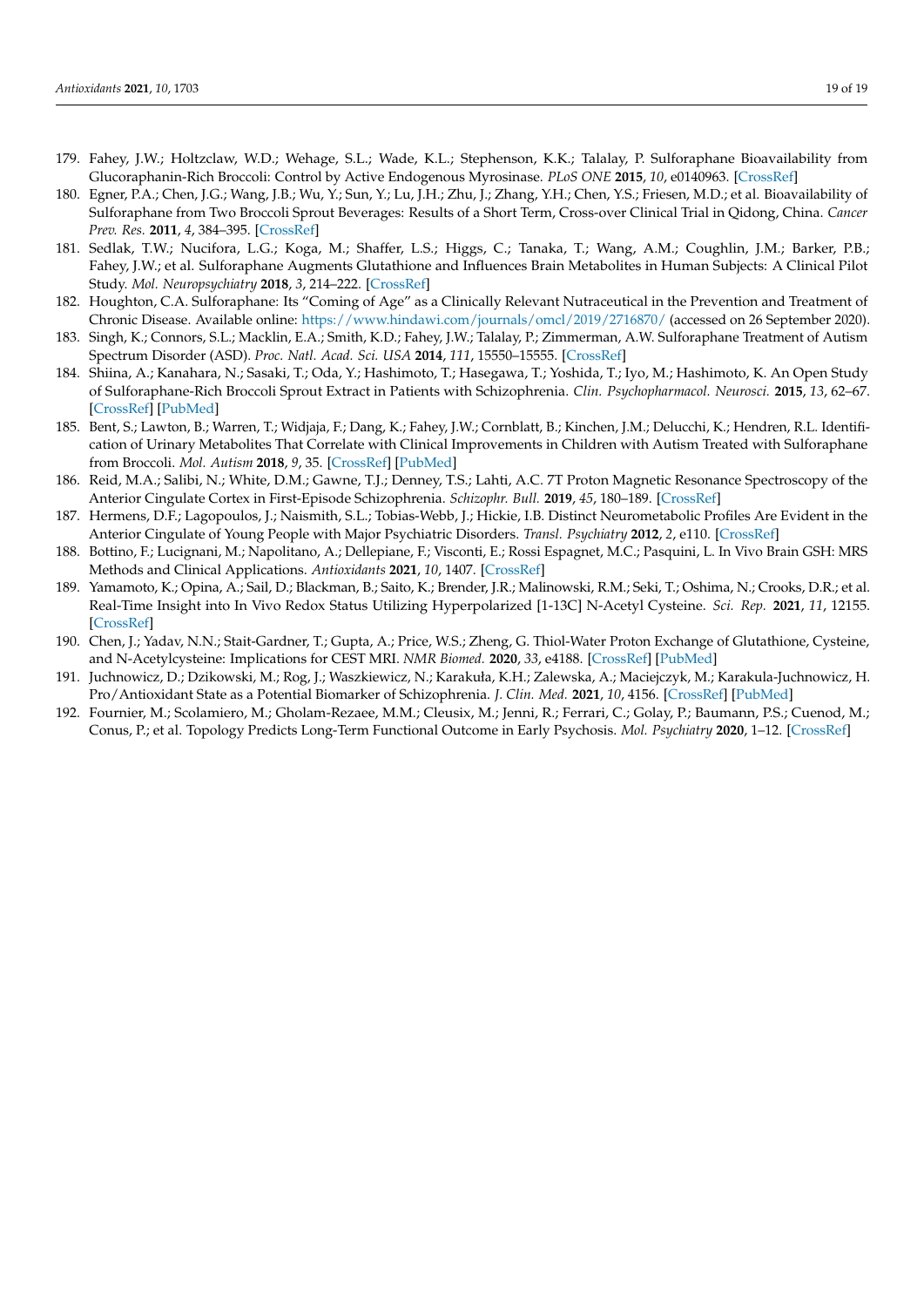179. Fahey, J.W.; Holtzclaw, W.D.; Wehage, S.L.; Wade, K.L.; Stephenson, K.K.; Talalay, P. Sulforaphane Bioavailability from Glucoraphanin-Rich Broccoli: Control by Active Endogenous Myrosinase. *PLoS ONE* **2015**, *10*, e0140963. [CrossRef]
180. Egner, P.A.; Chen, J.G.; Wang, J.B.; Wu, Y.; Sun, Y.; Lu, J.H.; Zhu, J.; Zhang, Y.H.; Chen, Y.S.; Friesen, M.D.; et al. Bioavailability of Sulforaphane from Two Broccoli Sprout Beverages: Results of a Short Term, Cross-over Clinical Trial in Qidong, China. *Cancer Prev. Res.* **2011**, *4*, 384–395. [CrossRef]
181. Sedlak, T.W.; Nucifora, L.G.; Koga, M.; Shaffer, L.S.; Higgs, C.; Tanaka, T.; Wang, A.M.; Coughlin, J.M.; Barker, P.B.; Fahey, J.W.; et al. Sulforaphane Augments Glutathione and Influences Brain Metabolites in Human Subjects: A Clinical Pilot Study. *Mol. Neuropsychiatry* **2018**, *3*, 214–222. [CrossRef]
182. Houghton, C.A. Sulforaphane: Its "Coming of Age" as a Clinically Relevant Nutraceutical in the Prevention and Treatment of Chronic Disease. Available online: https://www.hindawi.com/journals/omcl/2019/2716870/ (accessed on 26 September 2020).
183. Singh, K.; Connors, S.L.; Macklin, E.A.; Smith, K.D.; Fahey, J.W.; Talalay, P.; Zimmerman, A.W. Sulforaphane Treatment of Autism Spectrum Disorder (ASD). *Proc. Natl. Acad. Sci. USA* **2014**, *111*, 15550–15555. [CrossRef]
184. Shiina, A.; Kanahara, N.; Sasaki, T.; Oda, Y.; Hashimoto, T.; Hasegawa, T.; Yoshida, T.; Iyo, M.; Hashimoto, K. An Open Study of Sulforaphane-Rich Broccoli Sprout Extract in Patients with Schizophrenia. *Clin. Psychopharmacol. Neurosci.* **2015**, *13*, 62–67. [CrossRef] [PubMed]
185. Bent, S.; Lawton, B.; Warren, T.; Widjaja, F.; Dang, K.; Fahey, J.W.; Cornblatt, B.; Kinchen, J.M.; Delucchi, K.; Hendren, R.L. Identification of Urinary Metabolites That Correlate with Clinical Improvements in Children with Autism Treated with Sulforaphane from Broccoli. *Mol. Autism* **2018**, *9*, 35. [CrossRef] [PubMed]
186. Reid, M.A.; Salibi, N.; White, D.M.; Gawne, T.J.; Denney, T.S.; Lahti, A.C. 7T Proton Magnetic Resonance Spectroscopy of the Anterior Cingulate Cortex in First-Episode Schizophrenia. *Schizophr. Bull.* **2019**, *45*, 180–189. [CrossRef]
187. Hermens, D.F.; Lagopoulos, J.; Naismith, S.L.; Tobias-Webb, J.; Hickie, I.B. Distinct Neurometabolic Profiles Are Evident in the Anterior Cingulate of Young People with Major Psychiatric Disorders. *Transl. Psychiatry* **2012**, *2*, e110. [CrossRef]
188. Bottino, F.; Lucignani, M.; Napolitano, A.; Dellepiane, F.; Visconti, E.; Rossi Espagnet, M.C.; Pasquini, L. In Vivo Brain GSH: MRS Methods and Clinical Applications. *Antioxidants* **2021**, *10*, 1407. [CrossRef]
189. Yamamoto, K.; Opina, A.; Sail, D.; Blackman, B.; Saito, K.; Brender, J.R.; Malinowski, R.M.; Seki, T.; Oshima, N.; Crooks, D.R.; et al. Real-Time Insight into In Vivo Redox Status Utilizing Hyperpolarized [1-13C] N-Acetyl Cysteine. *Sci. Rep.* **2021**, *11*, 12155. [CrossRef]
190. Chen, J.; Yadav, N.N.; Stait-Gardner, T.; Gupta, A.; Price, W.S.; Zheng, G. Thiol-Water Proton Exchange of Glutathione, Cysteine, and N-Acetylcysteine: Implications for CEST MRI. *NMR Biomed.* **2020**, *33*, e4188. [CrossRef] [PubMed]
191. Juchnowicz, D.; Dzikowski, M.; Rog, J.; Waszkiewicz, N.; Karakuła, K.H.; Zalewska, A.; Maciejczyk, M.; Karakula-Juchnowicz, H. Pro/Antioxidant State as a Potential Biomarker of Schizophrenia. *J. Clin. Med.* **2021**, *10*, 4156. [CrossRef] [PubMed]
192. Fournier, M.; Scolamiero, M.; Gholam-Rezaee, M.M.; Cleusix, M.; Jenni, R.; Ferrari, C.; Golay, P.; Baumann, P.S.; Cuenod, M.; Conus, P.; et al. Topology Predicts Long-Term Functional Outcome in Early Psychosis. *Mol. Psychiatry* **2020**, 1–12. [CrossRef]